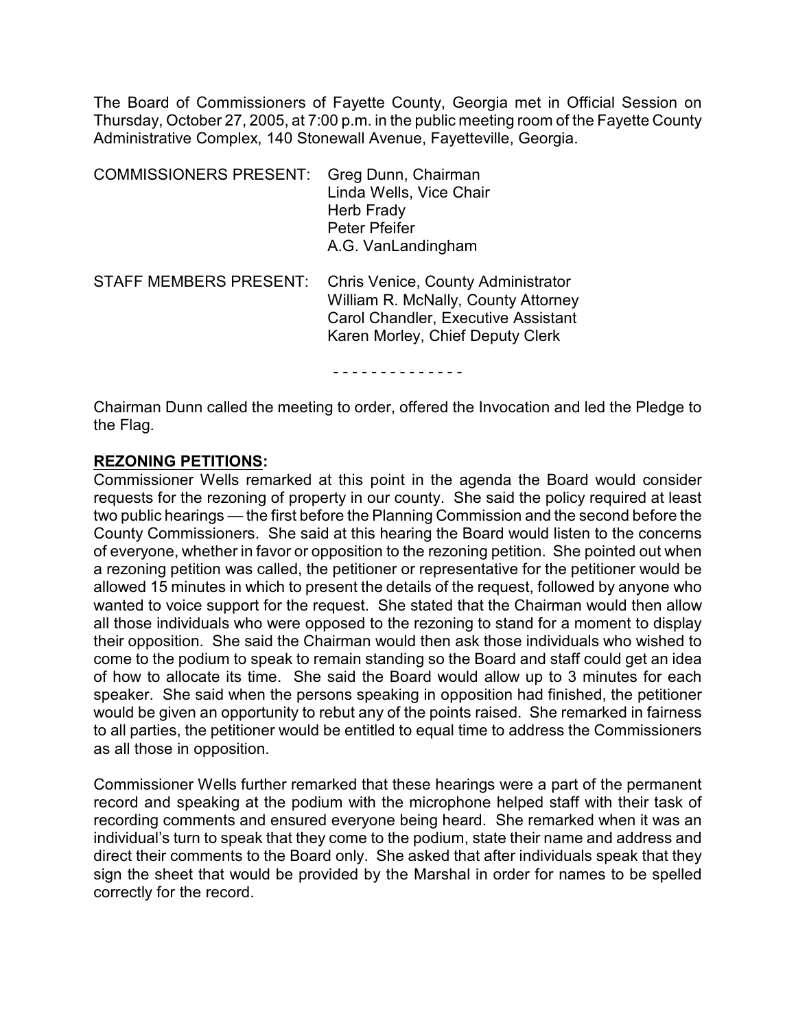The Board of Commissioners of Fayette County, Georgia met in Official Session on Thursday, October 27, 2005, at 7:00 p.m. in the public meeting room of the Fayette County Administrative Complex, 140 Stonewall Avenue, Fayetteville, Georgia.

| | |
|---|---|
| COMMISSIONERS PRESENT: | Greg Dunn, Chairman |
| | Linda Wells, Vice Chair |
| | Herb Frady |
| | Peter Pfeifer |
| | A.G. VanLandingham |
| STAFF MEMBERS PRESENT: | Chris Venice, County Administrator |
| | William R. McNally, County Attorney |
| | Carol Chandler, Executive Assistant |
| | Karen Morley, Chief Deputy Clerk |

- - - - - - - - - - - - - -

Chairman Dunn called the meeting to order, offered the Invocation and led the Pledge to the Flag.

**REZONING PETITIONS:**

Commissioner Wells remarked at this point in the agenda the Board would consider requests for the rezoning of property in our county. She said the policy required at least two public hearings — the first before the Planning Commission and the second before the County Commissioners. She said at this hearing the Board would listen to the concerns of everyone, whether in favor or opposition to the rezoning petition. She pointed out when a rezoning petition was called, the petitioner or representative for the petitioner would be allowed 15 minutes in which to present the details of the request, followed by anyone who wanted to voice support for the request. She stated that the Chairman would then allow all those individuals who were opposed to the rezoning to stand for a moment to display their opposition. She said the Chairman would then ask those individuals who wished to come to the podium to speak to remain standing so the Board and staff could get an idea of how to allocate its time. She said the Board would allow up to 3 minutes for each speaker. She said when the persons speaking in opposition had finished, the petitioner would be given an opportunity to rebut any of the points raised. She remarked in fairness to all parties, the petitioner would be entitled to equal time to address the Commissioners as all those in opposition.

Commissioner Wells further remarked that these hearings were a part of the permanent record and speaking at the podium with the microphone helped staff with their task of recording comments and ensured everyone being heard. She remarked when it was an individual's turn to speak that they come to the podium, state their name and address and direct their comments to the Board only. She asked that after individuals speak that they sign the sheet that would be provided by the Marshal in order for names to be spelled correctly for the record.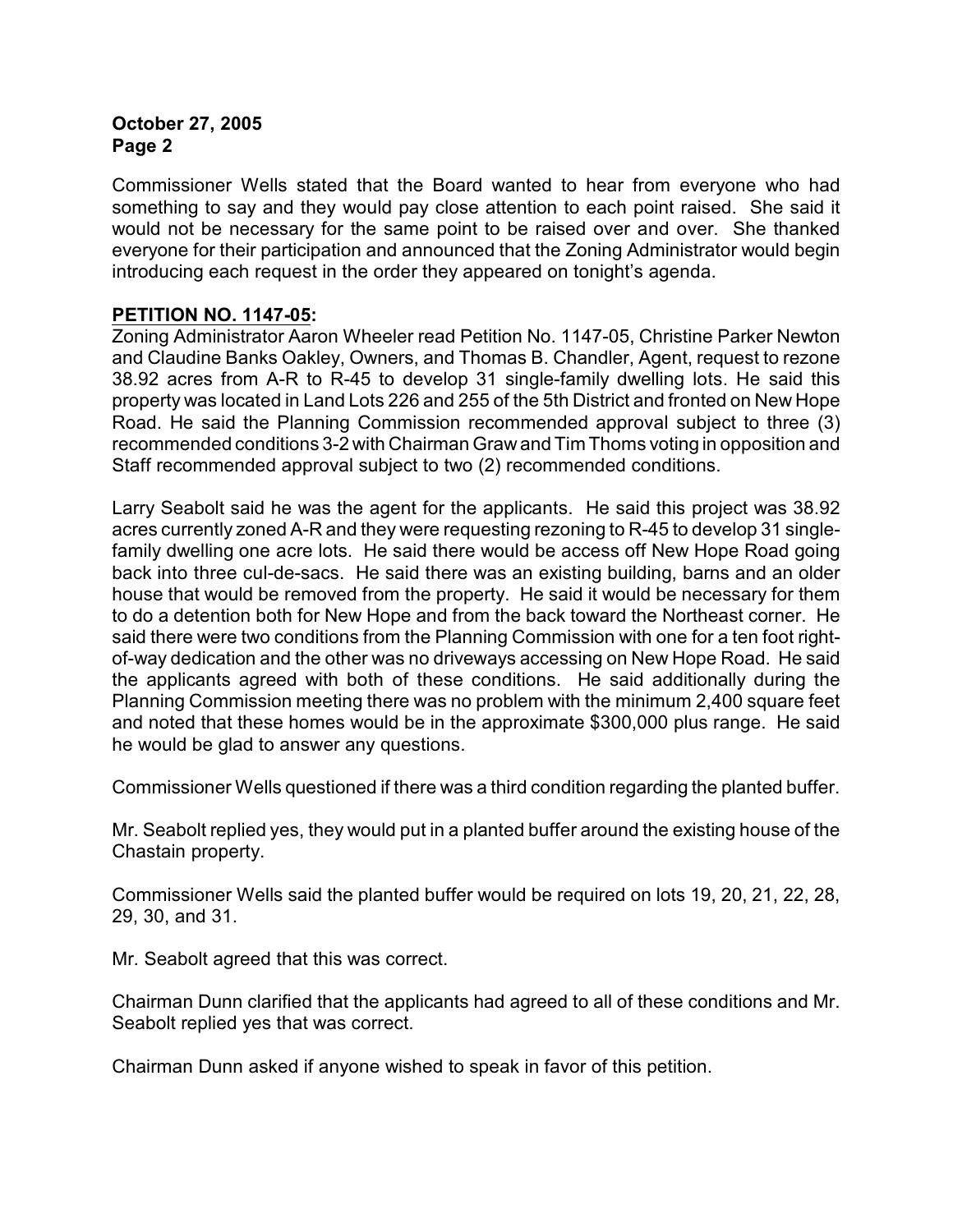Commissioner Wells stated that the Board wanted to hear from everyone who had something to say and they would pay close attention to each point raised. She said it would not be necessary for the same point to be raised over and over. She thanked everyone for their participation and announced that the Zoning Administrator would begin introducing each request in the order they appeared on tonight's agenda.

**PETITION NO. 1147-05:**

Zoning Administrator Aaron Wheeler read Petition No. 1147-05, Christine Parker Newton and Claudine Banks Oakley, Owners, and Thomas B. Chandler, Agent, request to rezone 38.92 acres from A-R to R-45 to develop 31 single-family dwelling lots. He said this property was located in Land Lots 226 and 255 of the 5th District and fronted on New Hope Road. He said the Planning Commission recommended approval subject to three (3) recommended conditions 3-2 with Chairman Graw and Tim Thoms voting in opposition and Staff recommended approval subject to two (2) recommended conditions.

Larry Seabolt said he was the agent for the applicants. He said this project was 38.92 acres currently zoned A-R and they were requesting rezoning to R-45 to develop 31 single-family dwelling one acre lots. He said there would be access off New Hope Road going back into three cul-de-sacs. He said there was an existing building, barns and an older house that would be removed from the property. He said it would be necessary for them to do a detention both for New Hope and from the back toward the Northeast corner. He said there were two conditions from the Planning Commission with one for a ten foot right-of-way dedication and the other was no driveways accessing on New Hope Road. He said the applicants agreed with both of these conditions. He said additionally during the Planning Commission meeting there was no problem with the minimum 2,400 square feet and noted that these homes would be in the approximate $300,000 plus range. He said he would be glad to answer any questions.

Commissioner Wells questioned if there was a third condition regarding the planted buffer.

Mr. Seabolt replied yes, they would put in a planted buffer around the existing house of the Chastain property.

Commissioner Wells said the planted buffer would be required on lots 19, 20, 21, 22, 28, 29, 30, and 31.

Mr. Seabolt agreed that this was correct.

Chairman Dunn clarified that the applicants had agreed to all of these conditions and Mr. Seabolt replied yes that was correct.

Chairman Dunn asked if anyone wished to speak in favor of this petition.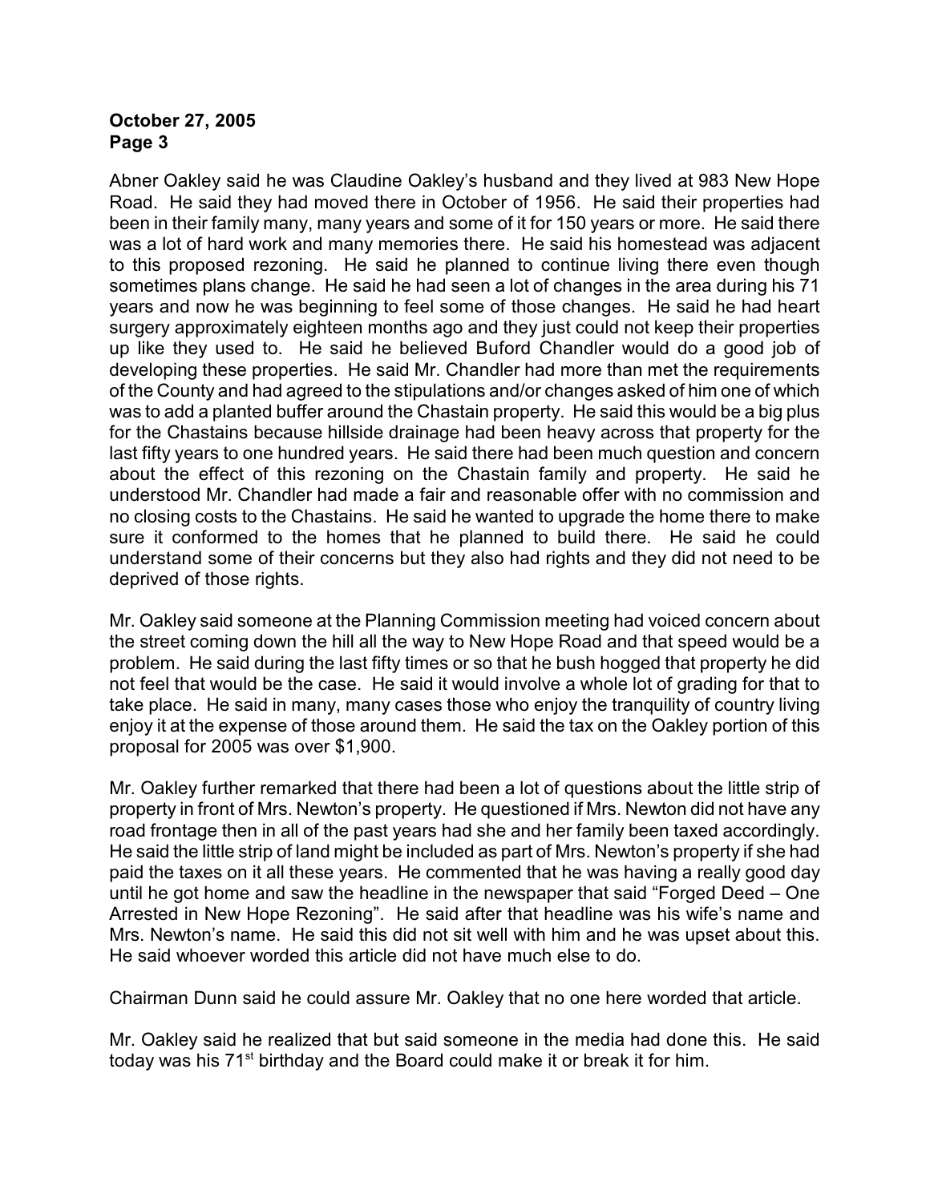Abner Oakley said he was Claudine Oakley's husband and they lived at 983 New Hope Road. He said they had moved there in October of 1956. He said their properties had been in their family many, many years and some of it for 150 years or more. He said there was a lot of hard work and many memories there. He said his homestead was adjacent to this proposed rezoning. He said he planned to continue living there even though sometimes plans change. He said he had seen a lot of changes in the area during his 71 years and now he was beginning to feel some of those changes. He said he had heart surgery approximately eighteen months ago and they just could not keep their properties up like they used to. He said he believed Buford Chandler would do a good job of developing these properties. He said Mr. Chandler had more than met the requirements of the County and had agreed to the stipulations and/or changes asked of him one of which was to add a planted buffer around the Chastain property. He said this would be a big plus for the Chastains because hillside drainage had been heavy across that property for the last fifty years to one hundred years. He said there had been much question and concern about the effect of this rezoning on the Chastain family and property. He said he understood Mr. Chandler had made a fair and reasonable offer with no commission and no closing costs to the Chastains. He said he wanted to upgrade the home there to make sure it conformed to the homes that he planned to build there. He said he could understand some of their concerns but they also had rights and they did not need to be deprived of those rights.

Mr. Oakley said someone at the Planning Commission meeting had voiced concern about the street coming down the hill all the way to New Hope Road and that speed would be a problem. He said during the last fifty times or so that he bush hogged that property he did not feel that would be the case. He said it would involve a whole lot of grading for that to take place. He said in many, many cases those who enjoy the tranquility of country living enjoy it at the expense of those around them. He said the tax on the Oakley portion of this proposal for 2005 was over $1,900.

Mr. Oakley further remarked that there had been a lot of questions about the little strip of property in front of Mrs. Newton's property. He questioned if Mrs. Newton did not have any road frontage then in all of the past years had she and her family been taxed accordingly. He said the little strip of land might be included as part of Mrs. Newton's property if she had paid the taxes on it all these years. He commented that he was having a really good day until he got home and saw the headline in the newspaper that said "Forged Deed – One Arrested in New Hope Rezoning". He said after that headline was his wife's name and Mrs. Newton's name. He said this did not sit well with him and he was upset about this. He said whoever worded this article did not have much else to do.

Chairman Dunn said he could assure Mr. Oakley that no one here worded that article.

Mr. Oakley said he realized that but said someone in the media had done this. He said today was his 71st birthday and the Board could make it or break it for him.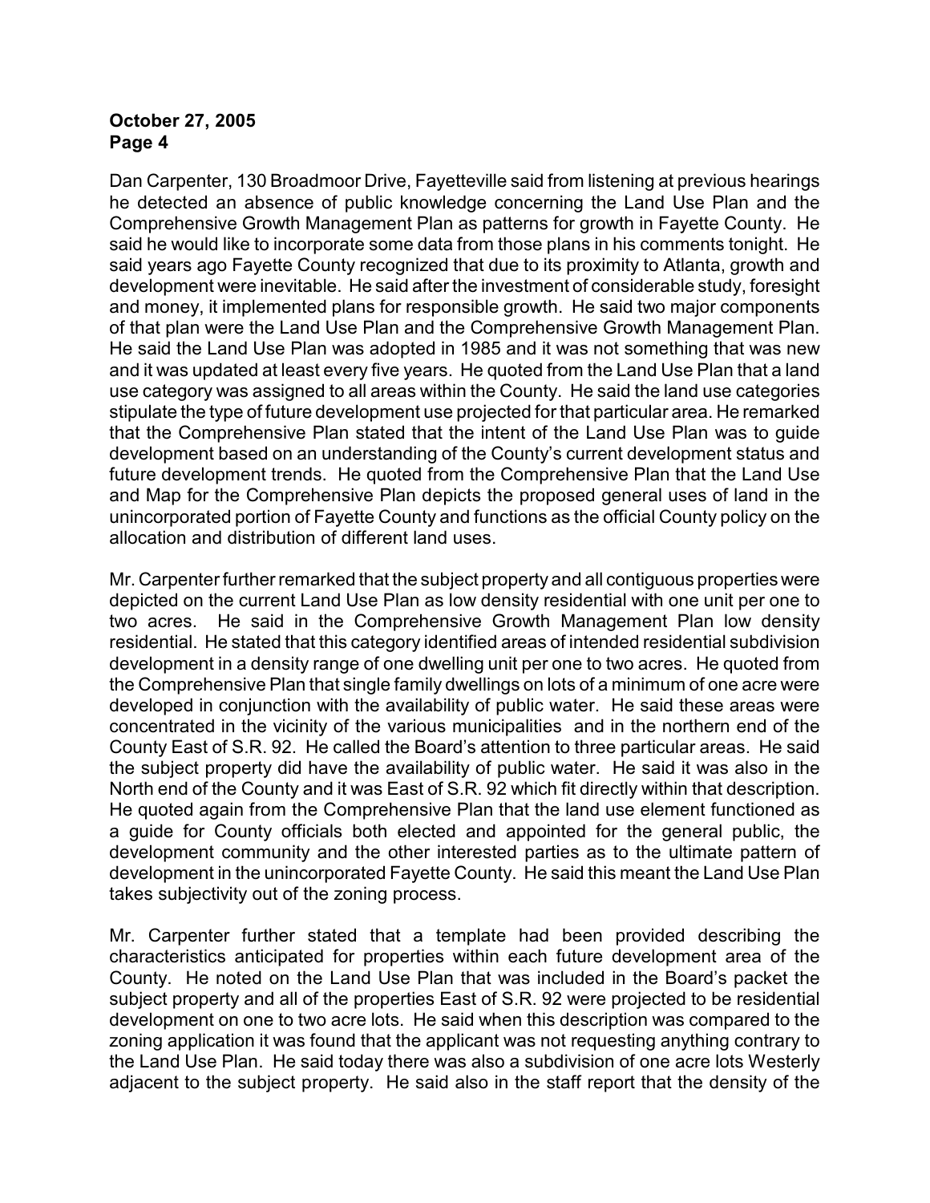Dan Carpenter, 130 Broadmoor Drive, Fayetteville said from listening at previous hearings he detected an absence of public knowledge concerning the Land Use Plan and the Comprehensive Growth Management Plan as patterns for growth in Fayette County. He said he would like to incorporate some data from those plans in his comments tonight. He said years ago Fayette County recognized that due to its proximity to Atlanta, growth and development were inevitable. He said after the investment of considerable study, foresight and money, it implemented plans for responsible growth. He said two major components of that plan were the Land Use Plan and the Comprehensive Growth Management Plan. He said the Land Use Plan was adopted in 1985 and it was not something that was new and it was updated at least every five years. He quoted from the Land Use Plan that a land use category was assigned to all areas within the County. He said the land use categories stipulate the type of future development use projected for that particular area. He remarked that the Comprehensive Plan stated that the intent of the Land Use Plan was to guide development based on an understanding of the County's current development status and future development trends. He quoted from the Comprehensive Plan that the Land Use and Map for the Comprehensive Plan depicts the proposed general uses of land in the unincorporated portion of Fayette County and functions as the official County policy on the allocation and distribution of different land uses.

Mr. Carpenter further remarked that the subject property and all contiguous properties were depicted on the current Land Use Plan as low density residential with one unit per one to two acres. He said in the Comprehensive Growth Management Plan low density residential. He stated that this category identified areas of intended residential subdivision development in a density range of one dwelling unit per one to two acres. He quoted from the Comprehensive Plan that single family dwellings on lots of a minimum of one acre were developed in conjunction with the availability of public water. He said these areas were concentrated in the vicinity of the various municipalities and in the northern end of the County East of S.R. 92. He called the Board's attention to three particular areas. He said the subject property did have the availability of public water. He said it was also in the North end of the County and it was East of S.R. 92 which fit directly within that description. He quoted again from the Comprehensive Plan that the land use element functioned as a guide for County officials both elected and appointed for the general public, the development community and the other interested parties as to the ultimate pattern of development in the unincorporated Fayette County. He said this meant the Land Use Plan takes subjectivity out of the zoning process.

Mr. Carpenter further stated that a template had been provided describing the characteristics anticipated for properties within each future development area of the County. He noted on the Land Use Plan that was included in the Board's packet the subject property and all of the properties East of S.R. 92 were projected to be residential development on one to two acre lots. He said when this description was compared to the zoning application it was found that the applicant was not requesting anything contrary to the Land Use Plan. He said today there was also a subdivision of one acre lots Westerly adjacent to the subject property. He said also in the staff report that the density of the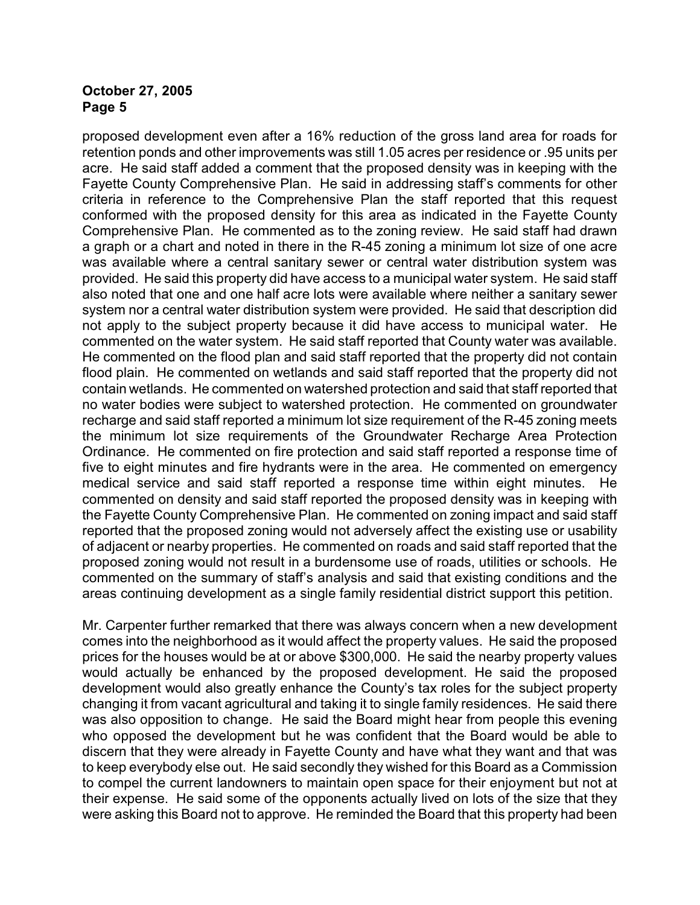proposed development even after a 16% reduction of the gross land area for roads for retention ponds and other improvements was still 1.05 acres per residence or .95 units per acre. He said staff added a comment that the proposed density was in keeping with the Fayette County Comprehensive Plan. He said in addressing staff's comments for other criteria in reference to the Comprehensive Plan the staff reported that this request conformed with the proposed density for this area as indicated in the Fayette County Comprehensive Plan. He commented as to the zoning review. He said staff had drawn a graph or a chart and noted in there in the R-45 zoning a minimum lot size of one acre was available where a central sanitary sewer or central water distribution system was provided. He said this property did have access to a municipal water system. He said staff also noted that one and one half acre lots were available where neither a sanitary sewer system nor a central water distribution system were provided. He said that description did not apply to the subject property because it did have access to municipal water. He commented on the water system. He said staff reported that County water was available. He commented on the flood plan and said staff reported that the property did not contain flood plain. He commented on wetlands and said staff reported that the property did not contain wetlands. He commented on watershed protection and said that staff reported that no water bodies were subject to watershed protection. He commented on groundwater recharge and said staff reported a minimum lot size requirement of the R-45 zoning meets the minimum lot size requirements of the Groundwater Recharge Area Protection Ordinance. He commented on fire protection and said staff reported a response time of five to eight minutes and fire hydrants were in the area. He commented on emergency medical service and said staff reported a response time within eight minutes. He commented on density and said staff reported the proposed density was in keeping with the Fayette County Comprehensive Plan. He commented on zoning impact and said staff reported that the proposed zoning would not adversely affect the existing use or usability of adjacent or nearby properties. He commented on roads and said staff reported that the proposed zoning would not result in a burdensome use of roads, utilities or schools. He commented on the summary of staff's analysis and said that existing conditions and the areas continuing development as a single family residential district support this petition.

Mr. Carpenter further remarked that there was always concern when a new development comes into the neighborhood as it would affect the property values. He said the proposed prices for the houses would be at or above $300,000. He said the nearby property values would actually be enhanced by the proposed development. He said the proposed development would also greatly enhance the County's tax roles for the subject property changing it from vacant agricultural and taking it to single family residences. He said there was also opposition to change. He said the Board might hear from people this evening who opposed the development but he was confident that the Board would be able to discern that they were already in Fayette County and have what they want and that was to keep everybody else out. He said secondly they wished for this Board as a Commission to compel the current landowners to maintain open space for their enjoyment but not at their expense. He said some of the opponents actually lived on lots of the size that they were asking this Board not to approve. He reminded the Board that this property had been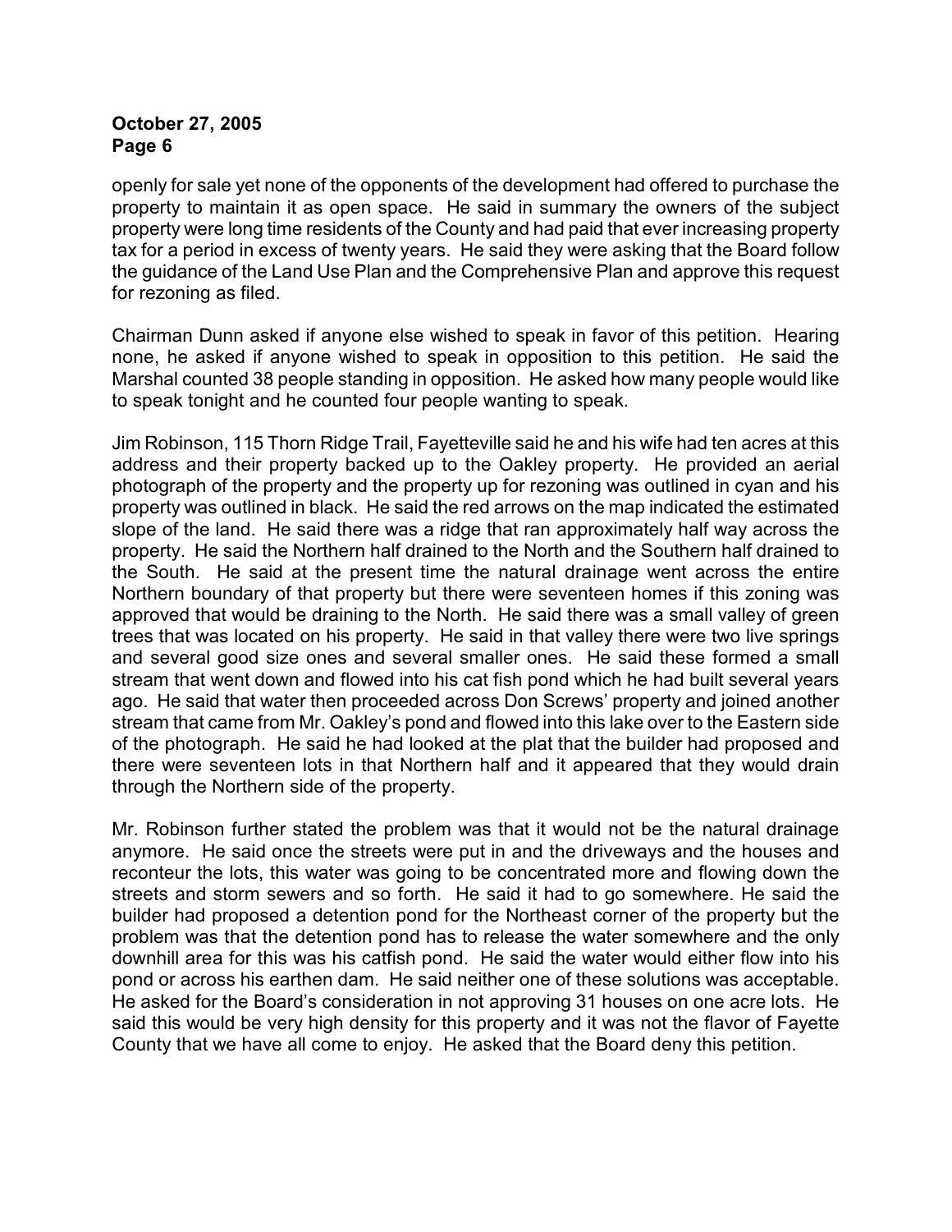openly for sale yet none of the opponents of the development had offered to purchase the property to maintain it as open space. He said in summary the owners of the subject property were long time residents of the County and had paid that ever increasing property tax for a period in excess of twenty years. He said they were asking that the Board follow the guidance of the Land Use Plan and the Comprehensive Plan and approve this request for rezoning as filed.

Chairman Dunn asked if anyone else wished to speak in favor of this petition. Hearing none, he asked if anyone wished to speak in opposition to this petition. He said the Marshal counted 38 people standing in opposition. He asked how many people would like to speak tonight and he counted four people wanting to speak.

Jim Robinson, 115 Thorn Ridge Trail, Fayetteville said he and his wife had ten acres at this address and their property backed up to the Oakley property. He provided an aerial photograph of the property and the property up for rezoning was outlined in cyan and his property was outlined in black. He said the red arrows on the map indicated the estimated slope of the land. He said there was a ridge that ran approximately half way across the property. He said the Northern half drained to the North and the Southern half drained to the South. He said at the present time the natural drainage went across the entire Northern boundary of that property but there were seventeen homes if this zoning was approved that would be draining to the North. He said there was a small valley of green trees that was located on his property. He said in that valley there were two live springs and several good size ones and several smaller ones. He said these formed a small stream that went down and flowed into his cat fish pond which he had built several years ago. He said that water then proceeded across Don Screws' property and joined another stream that came from Mr. Oakley's pond and flowed into this lake over to the Eastern side of the photograph. He said he had looked at the plat that the builder had proposed and there were seventeen lots in that Northern half and it appeared that they would drain through the Northern side of the property.

Mr. Robinson further stated the problem was that it would not be the natural drainage anymore. He said once the streets were put in and the driveways and the houses and reconteur the lots, this water was going to be concentrated more and flowing down the streets and storm sewers and so forth. He said it had to go somewhere. He said the builder had proposed a detention pond for the Northeast corner of the property but the problem was that the detention pond has to release the water somewhere and the only downhill area for this was his catfish pond. He said the water would either flow into his pond or across his earthen dam. He said neither one of these solutions was acceptable. He asked for the Board's consideration in not approving 31 houses on one acre lots. He said this would be very high density for this property and it was not the flavor of Fayette County that we have all come to enjoy. He asked that the Board deny this petition.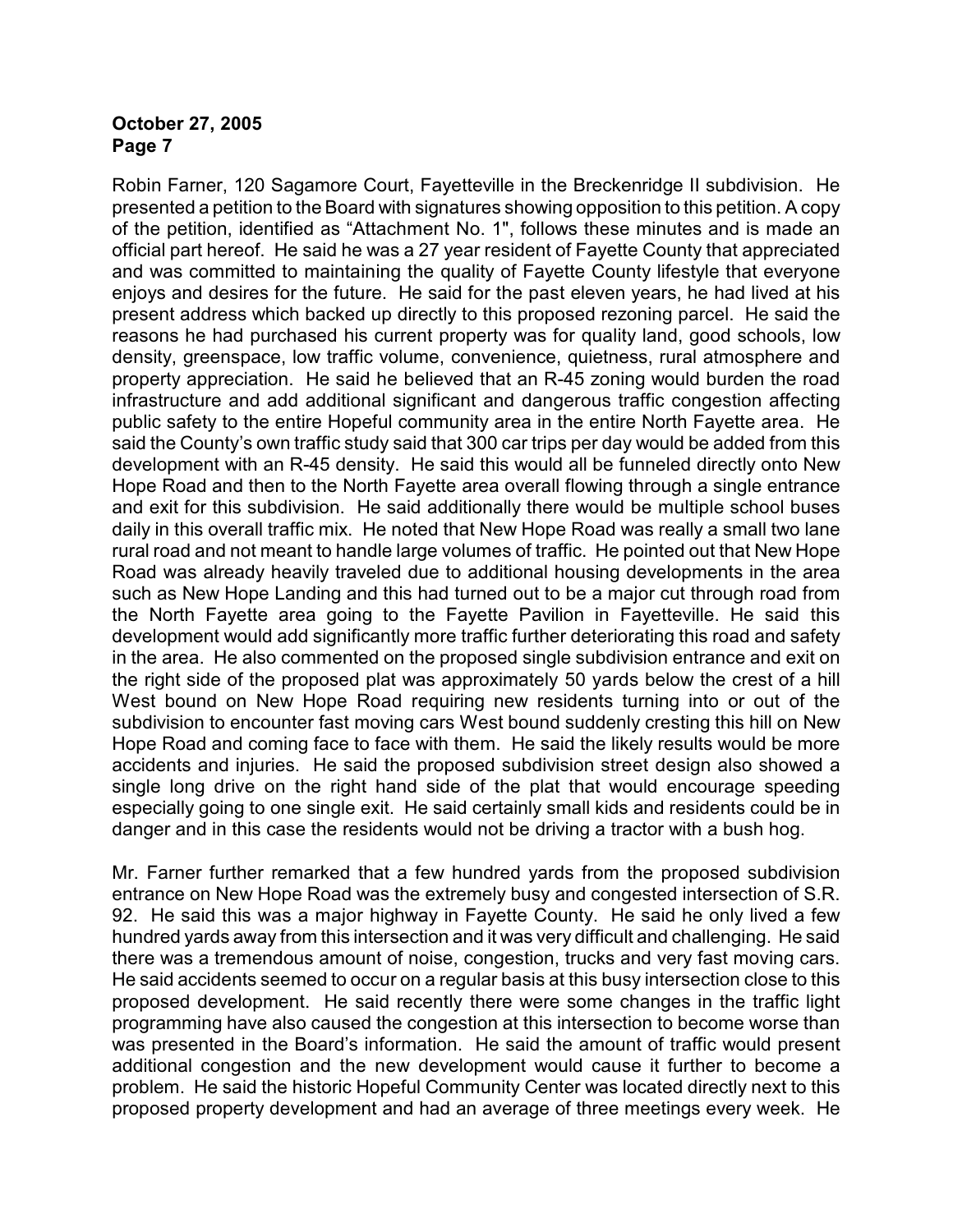Robin Farner, 120 Sagamore Court, Fayetteville in the Breckenridge II subdivision. He presented a petition to the Board with signatures showing opposition to this petition. A copy of the petition, identified as "Attachment No. 1", follows these minutes and is made an official part hereof. He said he was a 27 year resident of Fayette County that appreciated and was committed to maintaining the quality of Fayette County lifestyle that everyone enjoys and desires for the future. He said for the past eleven years, he had lived at his present address which backed up directly to this proposed rezoning parcel. He said the reasons he had purchased his current property was for quality land, good schools, low density, greenspace, low traffic volume, convenience, quietness, rural atmosphere and property appreciation. He said he believed that an R-45 zoning would burden the road infrastructure and add additional significant and dangerous traffic congestion affecting public safety to the entire Hopeful community area in the entire North Fayette area. He said the County's own traffic study said that 300 car trips per day would be added from this development with an R-45 density. He said this would all be funneled directly onto New Hope Road and then to the North Fayette area overall flowing through a single entrance and exit for this subdivision. He said additionally there would be multiple school buses daily in this overall traffic mix. He noted that New Hope Road was really a small two lane rural road and not meant to handle large volumes of traffic. He pointed out that New Hope Road was already heavily traveled due to additional housing developments in the area such as New Hope Landing and this had turned out to be a major cut through road from the North Fayette area going to the Fayette Pavilion in Fayetteville. He said this development would add significantly more traffic further deteriorating this road and safety in the area. He also commented on the proposed single subdivision entrance and exit on the right side of the proposed plat was approximately 50 yards below the crest of a hill West bound on New Hope Road requiring new residents turning into or out of the subdivision to encounter fast moving cars West bound suddenly cresting this hill on New Hope Road and coming face to face with them. He said the likely results would be more accidents and injuries. He said the proposed subdivision street design also showed a single long drive on the right hand side of the plat that would encourage speeding especially going to one single exit. He said certainly small kids and residents could be in danger and in this case the residents would not be driving a tractor with a bush hog.

Mr. Farner further remarked that a few hundred yards from the proposed subdivision entrance on New Hope Road was the extremely busy and congested intersection of S.R. 92. He said this was a major highway in Fayette County. He said he only lived a few hundred yards away from this intersection and it was very difficult and challenging. He said there was a tremendous amount of noise, congestion, trucks and very fast moving cars. He said accidents seemed to occur on a regular basis at this busy intersection close to this proposed development. He said recently there were some changes in the traffic light programming have also caused the congestion at this intersection to become worse than was presented in the Board's information. He said the amount of traffic would present additional congestion and the new development would cause it further to become a problem. He said the historic Hopeful Community Center was located directly next to this proposed property development and had an average of three meetings every week. He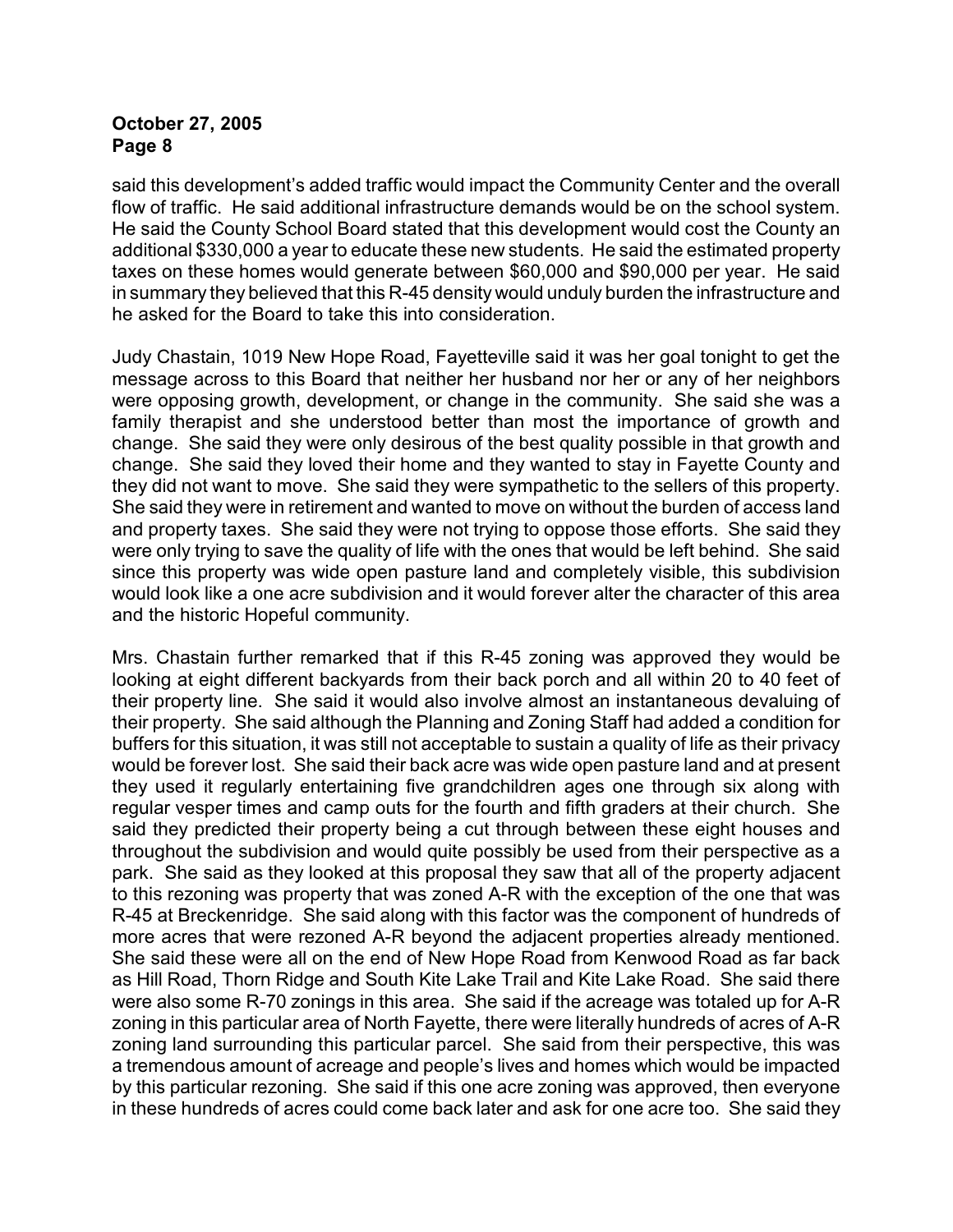said this development's added traffic would impact the Community Center and the overall flow of traffic. He said additional infrastructure demands would be on the school system. He said the County School Board stated that this development would cost the County an additional $330,000 a year to educate these new students. He said the estimated property taxes on these homes would generate between $60,000 and $90,000 per year. He said in summary they believed that this R-45 density would unduly burden the infrastructure and he asked for the Board to take this into consideration.

Judy Chastain, 1019 New Hope Road, Fayetteville said it was her goal tonight to get the message across to this Board that neither her husband nor her or any of her neighbors were opposing growth, development, or change in the community. She said she was a family therapist and she understood better than most the importance of growth and change. She said they were only desirous of the best quality possible in that growth and change. She said they loved their home and they wanted to stay in Fayette County and they did not want to move. She said they were sympathetic to the sellers of this property. She said they were in retirement and wanted to move on without the burden of access land and property taxes. She said they were not trying to oppose those efforts. She said they were only trying to save the quality of life with the ones that would be left behind. She said since this property was wide open pasture land and completely visible, this subdivision would look like a one acre subdivision and it would forever alter the character of this area and the historic Hopeful community.

Mrs. Chastain further remarked that if this R-45 zoning was approved they would be looking at eight different backyards from their back porch and all within 20 to 40 feet of their property line. She said it would also involve almost an instantaneous devaluing of their property. She said although the Planning and Zoning Staff had added a condition for buffers for this situation, it was still not acceptable to sustain a quality of life as their privacy would be forever lost. She said their back acre was wide open pasture land and at present they used it regularly entertaining five grandchildren ages one through six along with regular vesper times and camp outs for the fourth and fifth graders at their church. She said they predicted their property being a cut through between these eight houses and throughout the subdivision and would quite possibly be used from their perspective as a park. She said as they looked at this proposal they saw that all of the property adjacent to this rezoning was property that was zoned A-R with the exception of the one that was R-45 at Breckenridge. She said along with this factor was the component of hundreds of more acres that were rezoned A-R beyond the adjacent properties already mentioned. She said these were all on the end of New Hope Road from Kenwood Road as far back as Hill Road, Thorn Ridge and South Kite Lake Trail and Kite Lake Road. She said there were also some R-70 zonings in this area. She said if the acreage was totaled up for A-R zoning in this particular area of North Fayette, there were literally hundreds of acres of A-R zoning land surrounding this particular parcel. She said from their perspective, this was a tremendous amount of acreage and people's lives and homes which would be impacted by this particular rezoning. She said if this one acre zoning was approved, then everyone in these hundreds of acres could come back later and ask for one acre too. She said they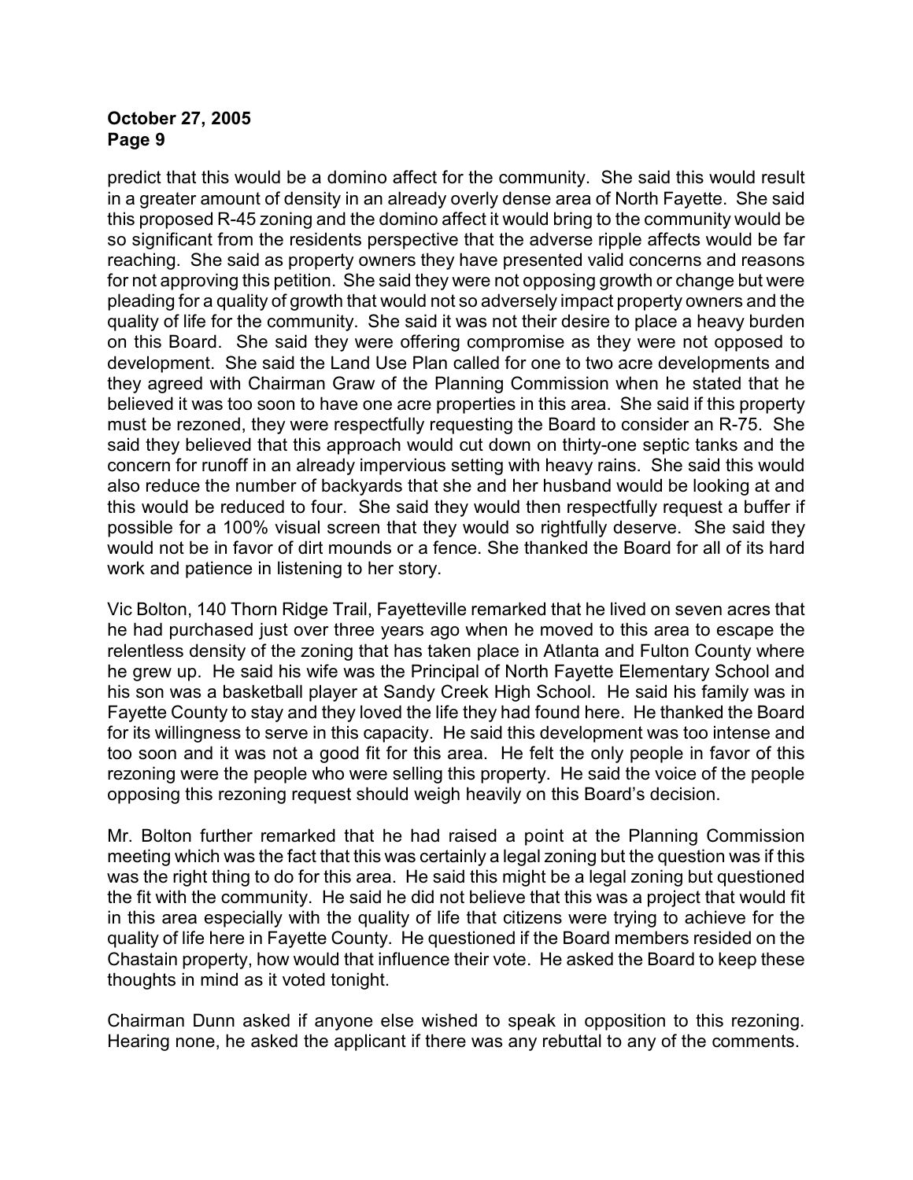predict that this would be a domino affect for the community. She said this would result in a greater amount of density in an already overly dense area of North Fayette. She said this proposed R-45 zoning and the domino affect it would bring to the community would be so significant from the residents perspective that the adverse ripple affects would be far reaching. She said as property owners they have presented valid concerns and reasons for not approving this petition. She said they were not opposing growth or change but were pleading for a quality of growth that would not so adversely impact property owners and the quality of life for the community. She said it was not their desire to place a heavy burden on this Board. She said they were offering compromise as they were not opposed to development. She said the Land Use Plan called for one to two acre developments and they agreed with Chairman Graw of the Planning Commission when he stated that he believed it was too soon to have one acre properties in this area. She said if this property must be rezoned, they were respectfully requesting the Board to consider an R-75. She said they believed that this approach would cut down on thirty-one septic tanks and the concern for runoff in an already impervious setting with heavy rains. She said this would also reduce the number of backyards that she and her husband would be looking at and this would be reduced to four. She said they would then respectfully request a buffer if possible for a 100% visual screen that they would so rightfully deserve. She said they would not be in favor of dirt mounds or a fence. She thanked the Board for all of its hard work and patience in listening to her story.

Vic Bolton, 140 Thorn Ridge Trail, Fayetteville remarked that he lived on seven acres that he had purchased just over three years ago when he moved to this area to escape the relentless density of the zoning that has taken place in Atlanta and Fulton County where he grew up. He said his wife was the Principal of North Fayette Elementary School and his son was a basketball player at Sandy Creek High School. He said his family was in Fayette County to stay and they loved the life they had found here. He thanked the Board for its willingness to serve in this capacity. He said this development was too intense and too soon and it was not a good fit for this area. He felt the only people in favor of this rezoning were the people who were selling this property. He said the voice of the people opposing this rezoning request should weigh heavily on this Board's decision.

Mr. Bolton further remarked that he had raised a point at the Planning Commission meeting which was the fact that this was certainly a legal zoning but the question was if this was the right thing to do for this area. He said this might be a legal zoning but questioned the fit with the community. He said he did not believe that this was a project that would fit in this area especially with the quality of life that citizens were trying to achieve for the quality of life here in Fayette County. He questioned if the Board members resided on the Chastain property, how would that influence their vote. He asked the Board to keep these thoughts in mind as it voted tonight.

Chairman Dunn asked if anyone else wished to speak in opposition to this rezoning. Hearing none, he asked the applicant if there was any rebuttal to any of the comments.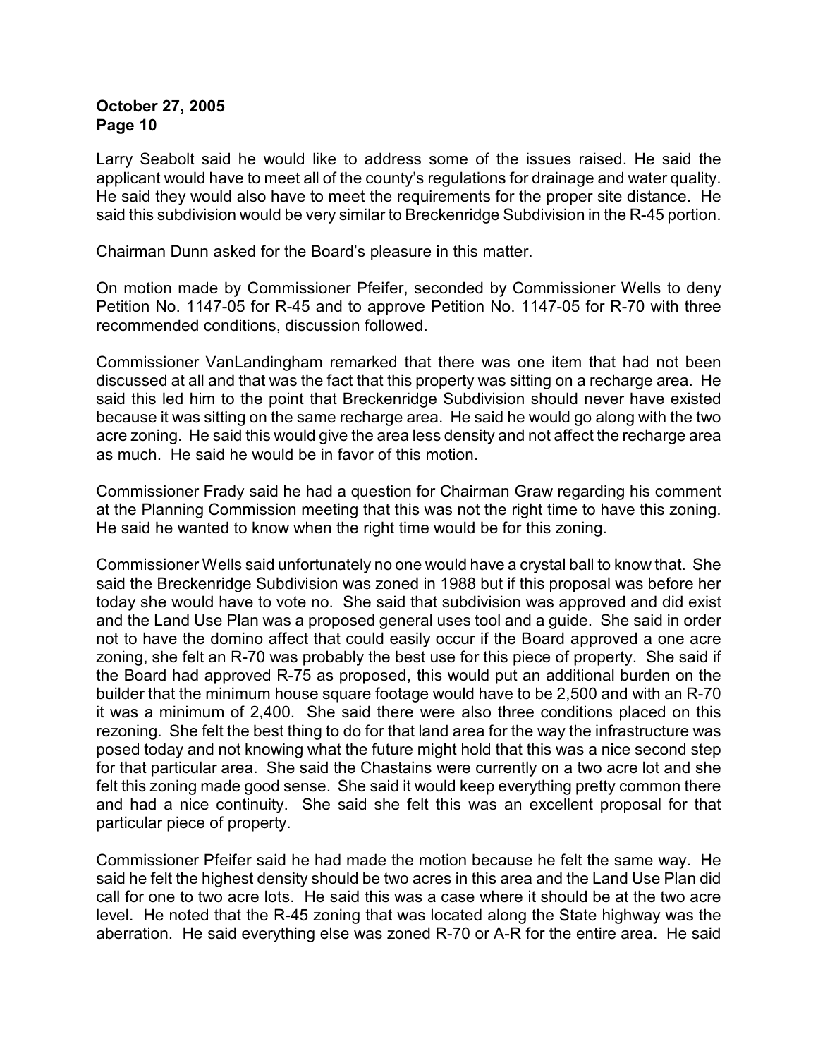Larry Seabolt said he would like to address some of the issues raised. He said the applicant would have to meet all of the county's regulations for drainage and water quality. He said they would also have to meet the requirements for the proper site distance. He said this subdivision would be very similar to Breckenridge Subdivision in the R-45 portion.

Chairman Dunn asked for the Board's pleasure in this matter.

On motion made by Commissioner Pfeifer, seconded by Commissioner Wells to deny Petition No. 1147-05 for R-45 and to approve Petition No. 1147-05 for R-70 with three recommended conditions, discussion followed.

Commissioner VanLandingham remarked that there was one item that had not been discussed at all and that was the fact that this property was sitting on a recharge area. He said this led him to the point that Breckenridge Subdivision should never have existed because it was sitting on the same recharge area. He said he would go along with the two acre zoning. He said this would give the area less density and not affect the recharge area as much. He said he would be in favor of this motion.

Commissioner Frady said he had a question for Chairman Graw regarding his comment at the Planning Commission meeting that this was not the right time to have this zoning. He said he wanted to know when the right time would be for this zoning.

Commissioner Wells said unfortunately no one would have a crystal ball to know that. She said the Breckenridge Subdivision was zoned in 1988 but if this proposal was before her today she would have to vote no. She said that subdivision was approved and did exist and the Land Use Plan was a proposed general uses tool and a guide. She said in order not to have the domino affect that could easily occur if the Board approved a one acre zoning, she felt an R-70 was probably the best use for this piece of property. She said if the Board had approved R-75 as proposed, this would put an additional burden on the builder that the minimum house square footage would have to be 2,500 and with an R-70 it was a minimum of 2,400. She said there were also three conditions placed on this rezoning. She felt the best thing to do for that land area for the way the infrastructure was posed today and not knowing what the future might hold that this was a nice second step for that particular area. She said the Chastains were currently on a two acre lot and she felt this zoning made good sense. She said it would keep everything pretty common there and had a nice continuity. She said she felt this was an excellent proposal for that particular piece of property.

Commissioner Pfeifer said he had made the motion because he felt the same way. He said he felt the highest density should be two acres in this area and the Land Use Plan did call for one to two acre lots. He said this was a case where it should be at the two acre level. He noted that the R-45 zoning that was located along the State highway was the aberration. He said everything else was zoned R-70 or A-R for the entire area. He said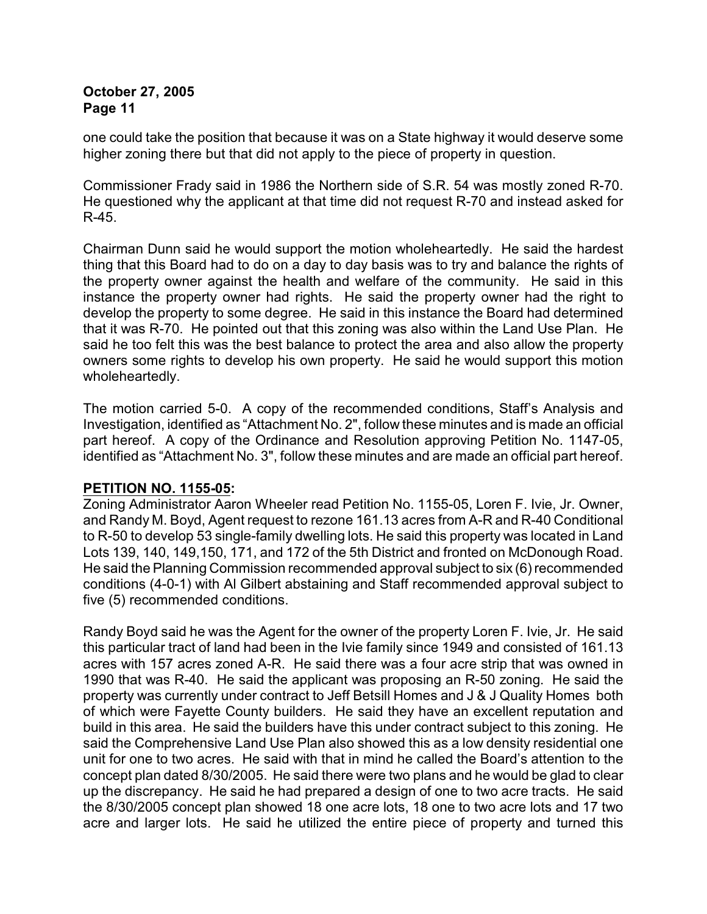one could take the position that because it was on a State highway it would deserve some higher zoning there but that did not apply to the piece of property in question.

Commissioner Frady said in 1986 the Northern side of S.R. 54 was mostly zoned R-70. He questioned why the applicant at that time did not request R-70 and instead asked for R-45.

Chairman Dunn said he would support the motion wholeheartedly. He said the hardest thing that this Board had to do on a day to day basis was to try and balance the rights of the property owner against the health and welfare of the community. He said in this instance the property owner had rights. He said the property owner had the right to develop the property to some degree. He said in this instance the Board had determined that it was R-70. He pointed out that this zoning was also within the Land Use Plan. He said he too felt this was the best balance to protect the area and also allow the property owners some rights to develop his own property. He said he would support this motion wholeheartedly.

The motion carried 5-0. A copy of the recommended conditions, Staff's Analysis and Investigation, identified as "Attachment No. 2", follow these minutes and is made an official part hereof. A copy of the Ordinance and Resolution approving Petition No. 1147-05, identified as "Attachment No. 3", follow these minutes and are made an official part hereof.

**PETITION NO. 1155-05:**

Zoning Administrator Aaron Wheeler read Petition No. 1155-05, Loren F. Ivie, Jr. Owner, and Randy M. Boyd, Agent request to rezone 161.13 acres from A-R and R-40 Conditional to R-50 to develop 53 single-family dwelling lots. He said this property was located in Land Lots 139, 140, 149,150, 171, and 172 of the 5th District and fronted on McDonough Road. He said the Planning Commission recommended approval subject to six (6) recommended conditions (4-0-1) with Al Gilbert abstaining and Staff recommended approval subject to five (5) recommended conditions.

Randy Boyd said he was the Agent for the owner of the property Loren F. Ivie, Jr. He said this particular tract of land had been in the Ivie family since 1949 and consisted of 161.13 acres with 157 acres zoned A-R. He said there was a four acre strip that was owned in 1990 that was R-40. He said the applicant was proposing an R-50 zoning. He said the property was currently under contract to Jeff Betsill Homes and J & J Quality Homes both of which were Fayette County builders. He said they have an excellent reputation and build in this area. He said the builders have this under contract subject to this zoning. He said the Comprehensive Land Use Plan also showed this as a low density residential one unit for one to two acres. He said with that in mind he called the Board's attention to the concept plan dated 8/30/2005. He said there were two plans and he would be glad to clear up the discrepancy. He said he had prepared a design of one to two acre tracts. He said the 8/30/2005 concept plan showed 18 one acre lots, 18 one to two acre lots and 17 two acre and larger lots. He said he utilized the entire piece of property and turned this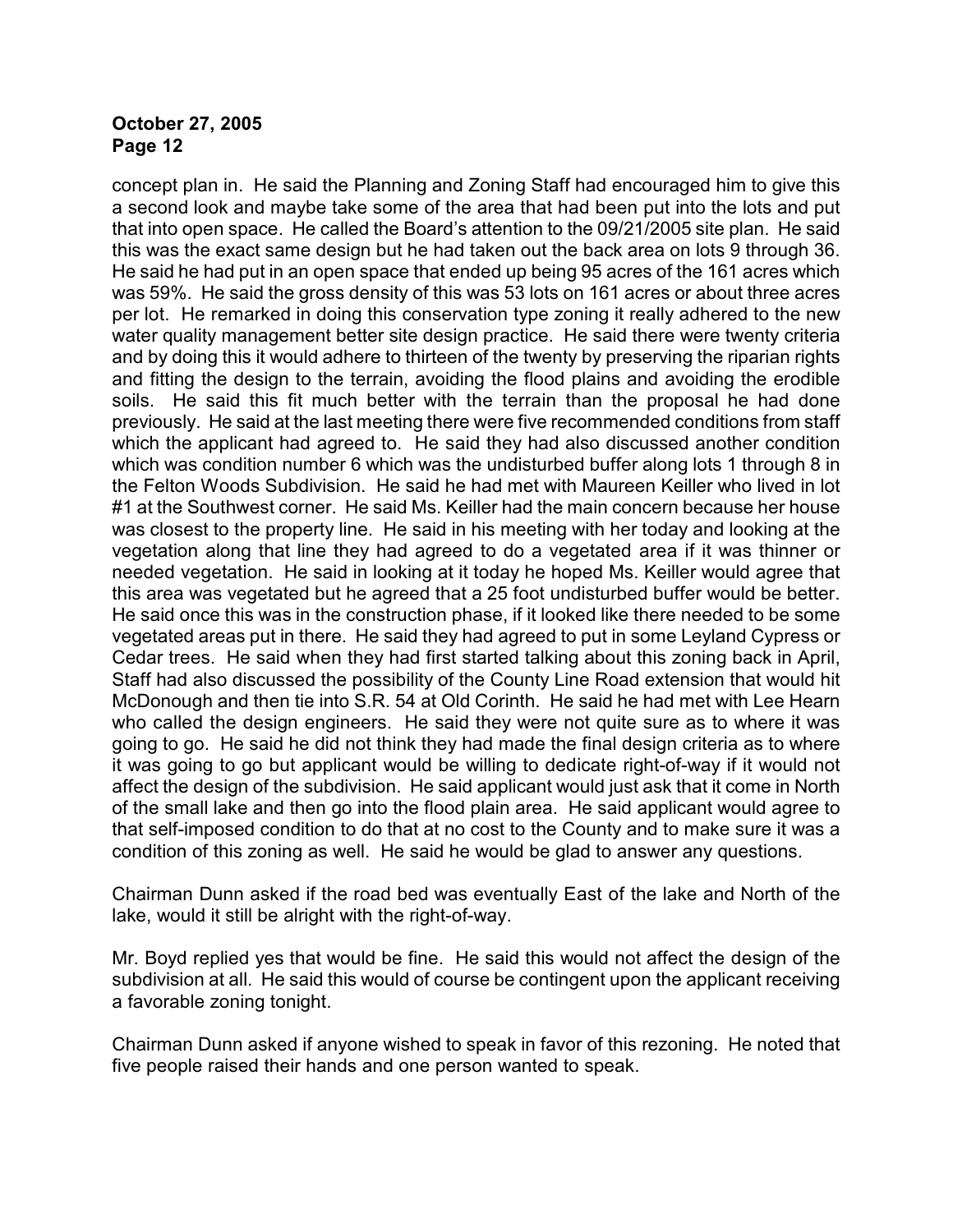concept plan in. He said the Planning and Zoning Staff had encouraged him to give this a second look and maybe take some of the area that had been put into the lots and put that into open space. He called the Board's attention to the 09/21/2005 site plan. He said this was the exact same design but he had taken out the back area on lots 9 through 36. He said he had put in an open space that ended up being 95 acres of the 161 acres which was 59%. He said the gross density of this was 53 lots on 161 acres or about three acres per lot. He remarked in doing this conservation type zoning it really adhered to the new water quality management better site design practice. He said there were twenty criteria and by doing this it would adhere to thirteen of the twenty by preserving the riparian rights and fitting the design to the terrain, avoiding the flood plains and avoiding the erodible soils. He said this fit much better with the terrain than the proposal he had done previously. He said at the last meeting there were five recommended conditions from staff which the applicant had agreed to. He said they had also discussed another condition which was condition number 6 which was the undisturbed buffer along lots 1 through 8 in the Felton Woods Subdivision. He said he had met with Maureen Keiller who lived in lot #1 at the Southwest corner. He said Ms. Keiller had the main concern because her house was closest to the property line. He said in his meeting with her today and looking at the vegetation along that line they had agreed to do a vegetated area if it was thinner or needed vegetation. He said in looking at it today he hoped Ms. Keiller would agree that this area was vegetated but he agreed that a 25 foot undisturbed buffer would be better. He said once this was in the construction phase, if it looked like there needed to be some vegetated areas put in there. He said they had agreed to put in some Leyland Cypress or Cedar trees. He said when they had first started talking about this zoning back in April, Staff had also discussed the possibility of the County Line Road extension that would hit McDonough and then tie into S.R. 54 at Old Corinth. He said he had met with Lee Hearn who called the design engineers. He said they were not quite sure as to where it was going to go. He said he did not think they had made the final design criteria as to where it was going to go but applicant would be willing to dedicate right-of-way if it would not affect the design of the subdivision. He said applicant would just ask that it come in North of the small lake and then go into the flood plain area. He said applicant would agree to that self-imposed condition to do that at no cost to the County and to make sure it was a condition of this zoning as well. He said he would be glad to answer any questions.

Chairman Dunn asked if the road bed was eventually East of the lake and North of the lake, would it still be alright with the right-of-way.

Mr. Boyd replied yes that would be fine. He said this would not affect the design of the subdivision at all. He said this would of course be contingent upon the applicant receiving a favorable zoning tonight.

Chairman Dunn asked if anyone wished to speak in favor of this rezoning. He noted that five people raised their hands and one person wanted to speak.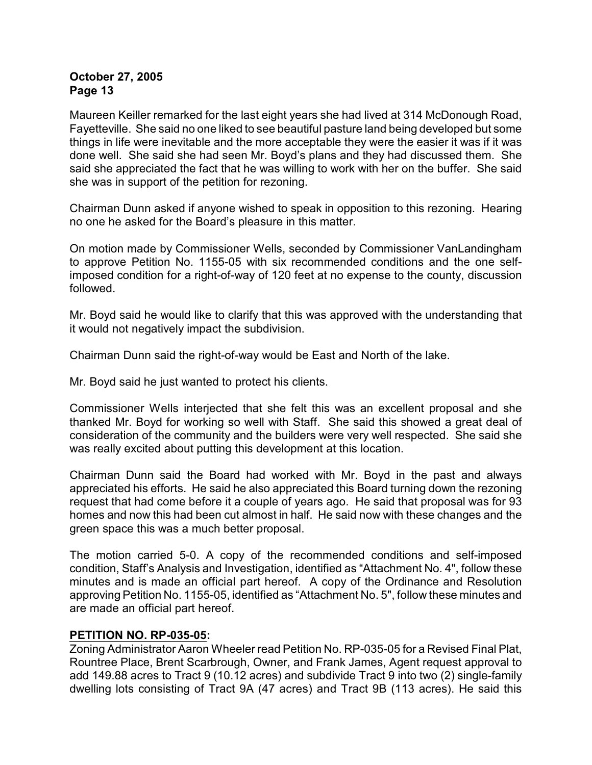Maureen Keiller remarked for the last eight years she had lived at 314 McDonough Road, Fayetteville. She said no one liked to see beautiful pasture land being developed but some things in life were inevitable and the more acceptable they were the easier it was if it was done well. She said she had seen Mr. Boyd's plans and they had discussed them. She said she appreciated the fact that he was willing to work with her on the buffer. She said she was in support of the petition for rezoning.

Chairman Dunn asked if anyone wished to speak in opposition to this rezoning. Hearing no one he asked for the Board's pleasure in this matter.

On motion made by Commissioner Wells, seconded by Commissioner VanLandingham to approve Petition No. 1155-05 with six recommended conditions and the one self-imposed condition for a right-of-way of 120 feet at no expense to the county, discussion followed.

Mr. Boyd said he would like to clarify that this was approved with the understanding that it would not negatively impact the subdivision.

Chairman Dunn said the right-of-way would be East and North of the lake.

Mr. Boyd said he just wanted to protect his clients.

Commissioner Wells interjected that she felt this was an excellent proposal and she thanked Mr. Boyd for working so well with Staff. She said this showed a great deal of consideration of the community and the builders were very well respected. She said she was really excited about putting this development at this location.

Chairman Dunn said the Board had worked with Mr. Boyd in the past and always appreciated his efforts. He said he also appreciated this Board turning down the rezoning request that had come before it a couple of years ago. He said that proposal was for 93 homes and now this had been cut almost in half. He said now with these changes and the green space this was a much better proposal.

The motion carried 5-0. A copy of the recommended conditions and self-imposed condition, Staff's Analysis and Investigation, identified as "Attachment No. 4", follow these minutes and is made an official part hereof. A copy of the Ordinance and Resolution approving Petition No. 1155-05, identified as "Attachment No. 5", follow these minutes and are made an official part hereof.

**PETITION NO. RP-035-05:**

Zoning Administrator Aaron Wheeler read Petition No. RP-035-05 for a Revised Final Plat, Rountree Place, Brent Scarbrough, Owner, and Frank James, Agent request approval to add 149.88 acres to Tract 9 (10.12 acres) and subdivide Tract 9 into two (2) single-family dwelling lots consisting of Tract 9A (47 acres) and Tract 9B (113 acres). He said this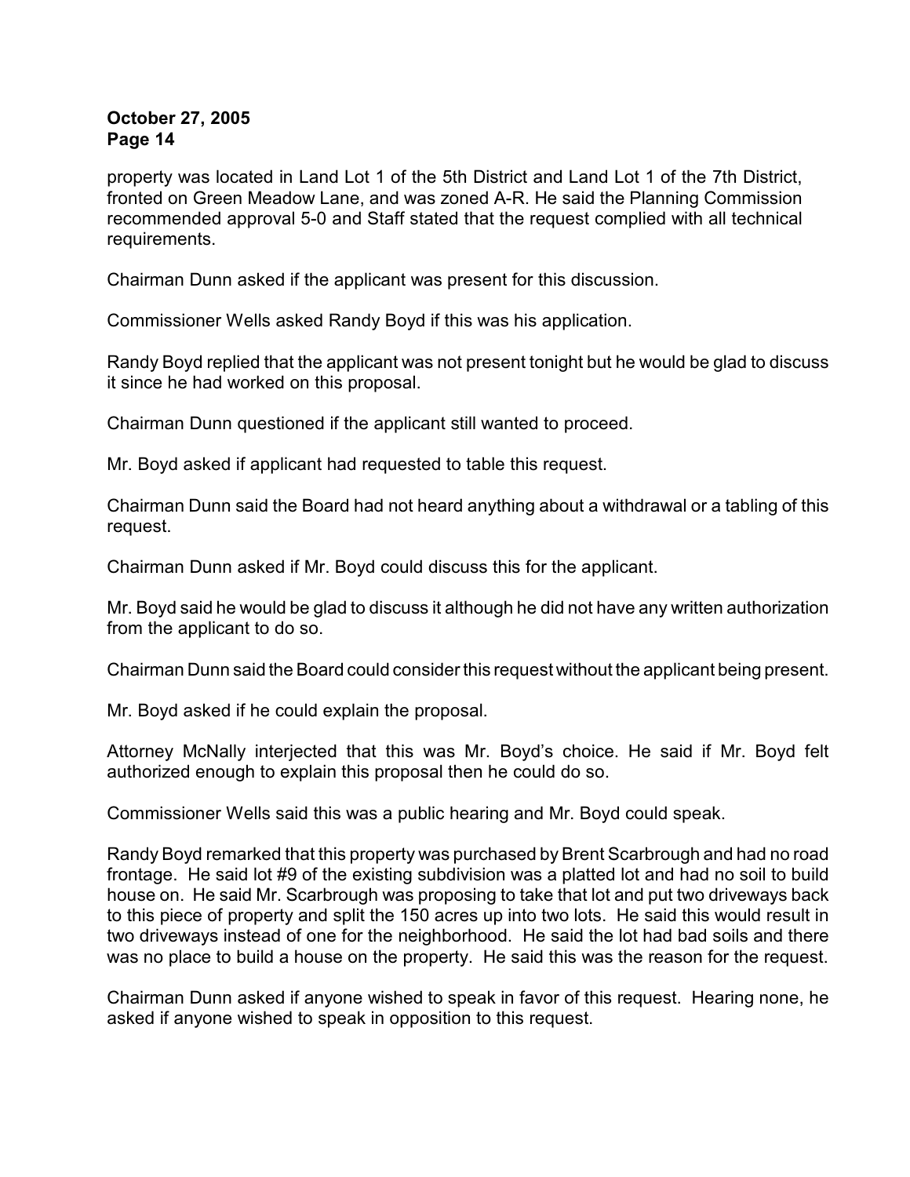property was located in Land Lot 1 of the 5th District and Land Lot 1 of the 7th District, fronted on Green Meadow Lane, and was zoned A-R. He said the Planning Commission recommended approval 5-0 and Staff stated that the request complied with all technical requirements.

Chairman Dunn asked if the applicant was present for this discussion.

Commissioner Wells asked Randy Boyd if this was his application.

Randy Boyd replied that the applicant was not present tonight but he would be glad to discuss it since he had worked on this proposal.

Chairman Dunn questioned if the applicant still wanted to proceed.

Mr. Boyd asked if applicant had requested to table this request.

Chairman Dunn said the Board had not heard anything about a withdrawal or a tabling of this request.

Chairman Dunn asked if Mr. Boyd could discuss this for the applicant.

Mr. Boyd said he would be glad to discuss it although he did not have any written authorization from the applicant to do so.

Chairman Dunn said the Board could consider this request without the applicant being present.

Mr. Boyd asked if he could explain the proposal.

Attorney McNally interjected that this was Mr. Boyd's choice. He said if Mr. Boyd felt authorized enough to explain this proposal then he could do so.

Commissioner Wells said this was a public hearing and Mr. Boyd could speak.

Randy Boyd remarked that this property was purchased by Brent Scarbrough and had no road frontage. He said lot #9 of the existing subdivision was a platted lot and had no soil to build house on. He said Mr. Scarbrough was proposing to take that lot and put two driveways back to this piece of property and split the 150 acres up into two lots. He said this would result in two driveways instead of one for the neighborhood. He said the lot had bad soils and there was no place to build a house on the property. He said this was the reason for the request.

Chairman Dunn asked if anyone wished to speak in favor of this request. Hearing none, he asked if anyone wished to speak in opposition to this request.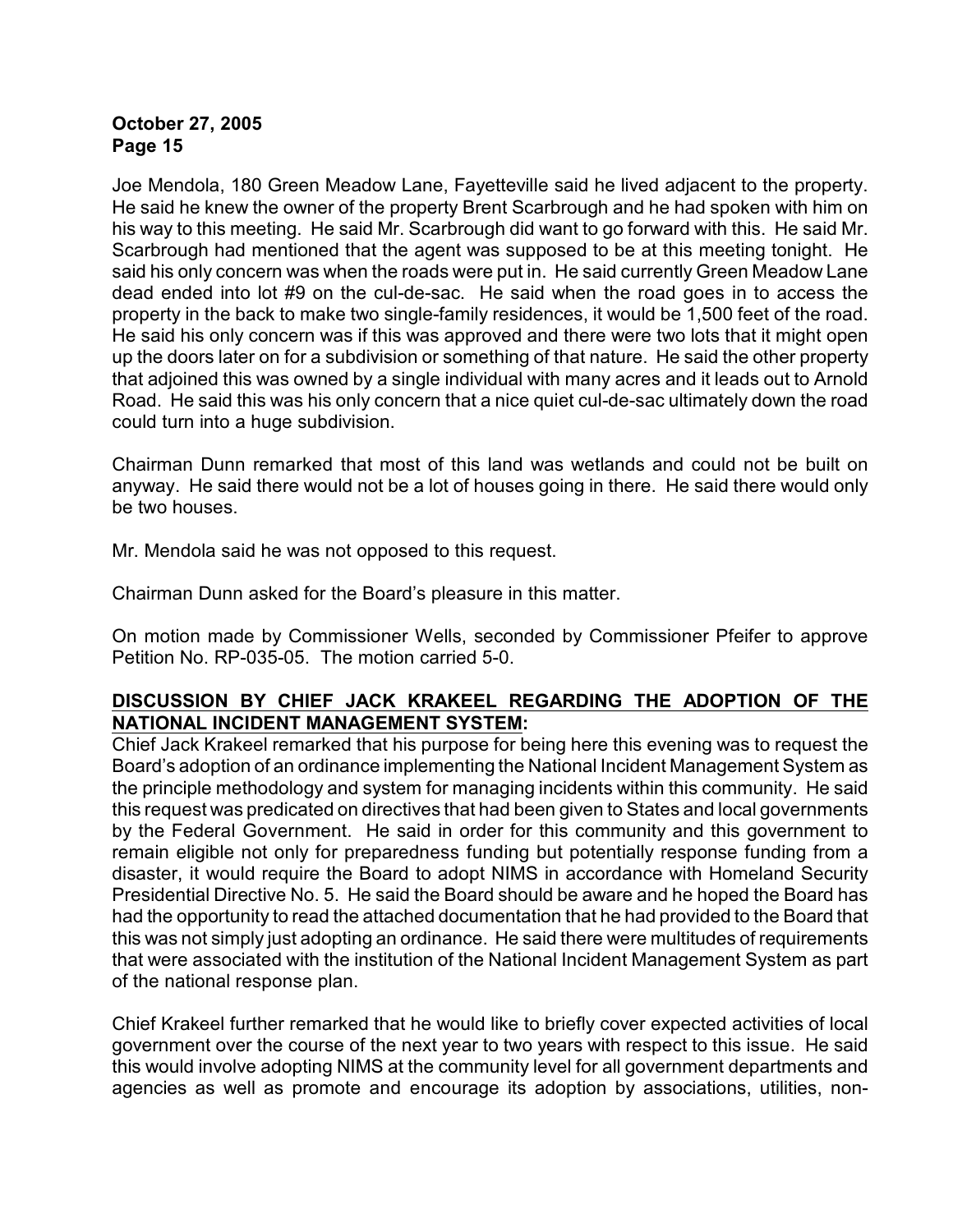Joe Mendola, 180 Green Meadow Lane, Fayetteville said he lived adjacent to the property. He said he knew the owner of the property Brent Scarbrough and he had spoken with him on his way to this meeting. He said Mr. Scarbrough did want to go forward with this. He said Mr. Scarbrough had mentioned that the agent was supposed to be at this meeting tonight. He said his only concern was when the roads were put in. He said currently Green Meadow Lane dead ended into lot #9 on the cul-de-sac. He said when the road goes in to access the property in the back to make two single-family residences, it would be 1,500 feet of the road. He said his only concern was if this was approved and there were two lots that it might open up the doors later on for a subdivision or something of that nature. He said the other property that adjoined this was owned by a single individual with many acres and it leads out to Arnold Road. He said this was his only concern that a nice quiet cul-de-sac ultimately down the road could turn into a huge subdivision.

Chairman Dunn remarked that most of this land was wetlands and could not be built on anyway. He said there would not be a lot of houses going in there. He said there would only be two houses.

Mr. Mendola said he was not opposed to this request.

Chairman Dunn asked for the Board's pleasure in this matter.

On motion made by Commissioner Wells, seconded by Commissioner Pfeifer to approve Petition No. RP-035-05. The motion carried 5-0.

**DISCUSSION BY CHIEF JACK KRAKEEL REGARDING THE ADOPTION OF THE NATIONAL INCIDENT MANAGEMENT SYSTEM:**

Chief Jack Krakeel remarked that his purpose for being here this evening was to request the Board's adoption of an ordinance implementing the National Incident Management System as the principle methodology and system for managing incidents within this community. He said this request was predicated on directives that had been given to States and local governments by the Federal Government. He said in order for this community and this government to remain eligible not only for preparedness funding but potentially response funding from a disaster, it would require the Board to adopt NIMS in accordance with Homeland Security Presidential Directive No. 5. He said the Board should be aware and he hoped the Board has had the opportunity to read the attached documentation that he had provided to the Board that this was not simply just adopting an ordinance. He said there were multitudes of requirements that were associated with the institution of the National Incident Management System as part of the national response plan.

Chief Krakeel further remarked that he would like to briefly cover expected activities of local government over the course of the next year to two years with respect to this issue. He said this would involve adopting NIMS at the community level for all government departments and agencies as well as promote and encourage its adoption by associations, utilities, non-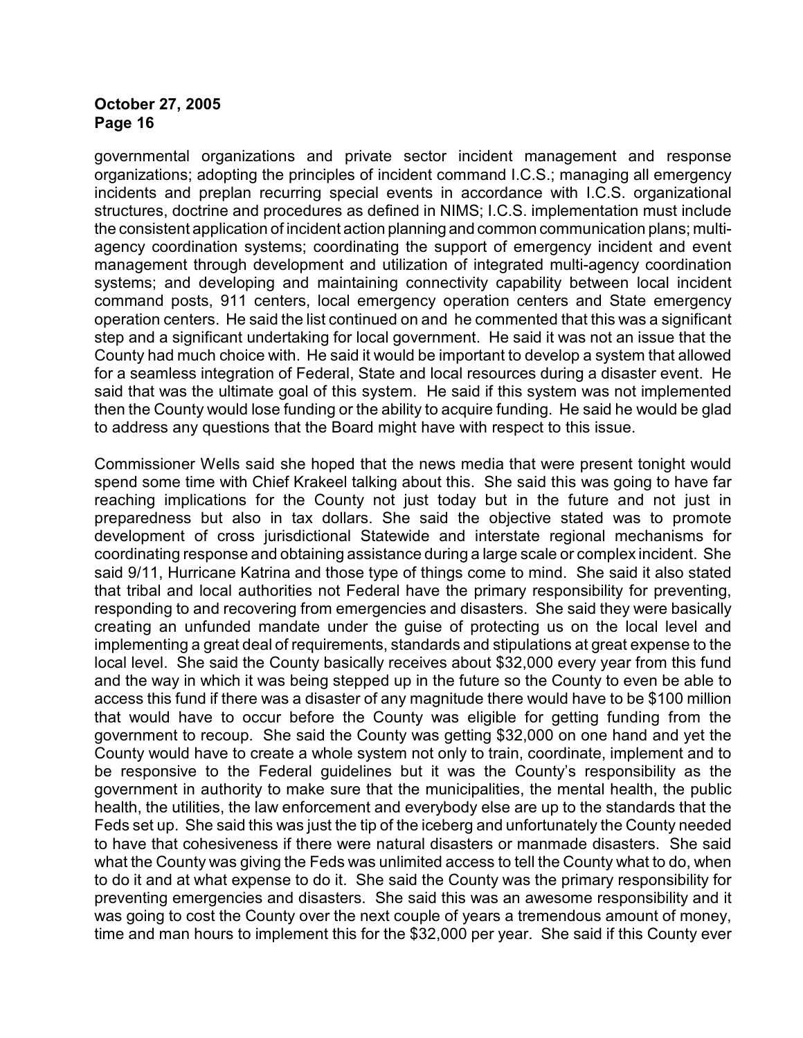governmental organizations and private sector incident management and response organizations; adopting the principles of incident command I.C.S.; managing all emergency incidents and preplan recurring special events in accordance with I.C.S. organizational structures, doctrine and procedures as defined in NIMS; I.C.S. implementation must include the consistent application of incident action planning and common communication plans; multi-agency coordination systems; coordinating the support of emergency incident and event management through development and utilization of integrated multi-agency coordination systems; and developing and maintaining connectivity capability between local incident command posts, 911 centers, local emergency operation centers and State emergency operation centers. He said the list continued on and he commented that this was a significant step and a significant undertaking for local government. He said it was not an issue that the County had much choice with. He said it would be important to develop a system that allowed for a seamless integration of Federal, State and local resources during a disaster event. He said that was the ultimate goal of this system. He said if this system was not implemented then the County would lose funding or the ability to acquire funding. He said he would be glad to address any questions that the Board might have with respect to this issue.

Commissioner Wells said she hoped that the news media that were present tonight would spend some time with Chief Krakeel talking about this. She said this was going to have far reaching implications for the County not just today but in the future and not just in preparedness but also in tax dollars. She said the objective stated was to promote development of cross jurisdictional Statewide and interstate regional mechanisms for coordinating response and obtaining assistance during a large scale or complex incident. She said 9/11, Hurricane Katrina and those type of things come to mind. She said it also stated that tribal and local authorities not Federal have the primary responsibility for preventing, responding to and recovering from emergencies and disasters. She said they were basically creating an unfunded mandate under the guise of protecting us on the local level and implementing a great deal of requirements, standards and stipulations at great expense to the local level. She said the County basically receives about $32,000 every year from this fund and the way in which it was being stepped up in the future so the County to even be able to access this fund if there was a disaster of any magnitude there would have to be $100 million that would have to occur before the County was eligible for getting funding from the government to recoup. She said the County was getting $32,000 on one hand and yet the County would have to create a whole system not only to train, coordinate, implement and to be responsive to the Federal guidelines but it was the County's responsibility as the government in authority to make sure that the municipalities, the mental health, the public health, the utilities, the law enforcement and everybody else are up to the standards that the Feds set up. She said this was just the tip of the iceberg and unfortunately the County needed to have that cohesiveness if there were natural disasters or manmade disasters. She said what the County was giving the Feds was unlimited access to tell the County what to do, when to do it and at what expense to do it. She said the County was the primary responsibility for preventing emergencies and disasters. She said this was an awesome responsibility and it was going to cost the County over the next couple of years a tremendous amount of money, time and man hours to implement this for the $32,000 per year. She said if this County ever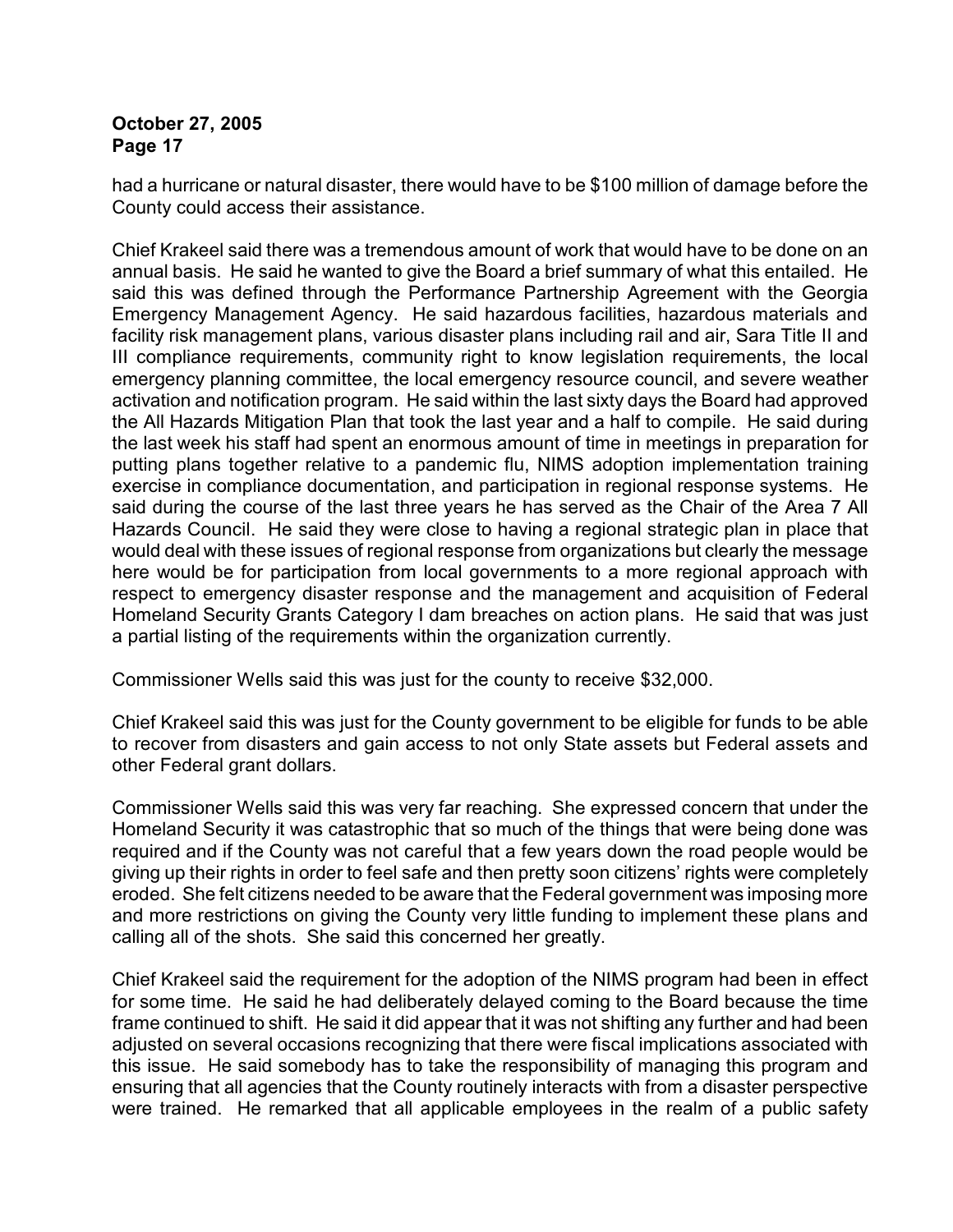had a hurricane or natural disaster, there would have to be $100 million of damage before the County could access their assistance.

Chief Krakeel said there was a tremendous amount of work that would have to be done on an annual basis. He said he wanted to give the Board a brief summary of what this entailed. He said this was defined through the Performance Partnership Agreement with the Georgia Emergency Management Agency. He said hazardous facilities, hazardous materials and facility risk management plans, various disaster plans including rail and air, Sara Title II and III compliance requirements, community right to know legislation requirements, the local emergency planning committee, the local emergency resource council, and severe weather activation and notification program. He said within the last sixty days the Board had approved the All Hazards Mitigation Plan that took the last year and a half to compile. He said during the last week his staff had spent an enormous amount of time in meetings in preparation for putting plans together relative to a pandemic flu, NIMS adoption implementation training exercise in compliance documentation, and participation in regional response systems. He said during the course of the last three years he has served as the Chair of the Area 7 All Hazards Council. He said they were close to having a regional strategic plan in place that would deal with these issues of regional response from organizations but clearly the message here would be for participation from local governments to a more regional approach with respect to emergency disaster response and the management and acquisition of Federal Homeland Security Grants Category I dam breaches on action plans. He said that was just a partial listing of the requirements within the organization currently.

Commissioner Wells said this was just for the county to receive $32,000.

Chief Krakeel said this was just for the County government to be eligible for funds to be able to recover from disasters and gain access to not only State assets but Federal assets and other Federal grant dollars.

Commissioner Wells said this was very far reaching. She expressed concern that under the Homeland Security it was catastrophic that so much of the things that were being done was required and if the County was not careful that a few years down the road people would be giving up their rights in order to feel safe and then pretty soon citizens' rights were completely eroded. She felt citizens needed to be aware that the Federal government was imposing more and more restrictions on giving the County very little funding to implement these plans and calling all of the shots. She said this concerned her greatly.

Chief Krakeel said the requirement for the adoption of the NIMS program had been in effect for some time. He said he had deliberately delayed coming to the Board because the time frame continued to shift. He said it did appear that it was not shifting any further and had been adjusted on several occasions recognizing that there were fiscal implications associated with this issue. He said somebody has to take the responsibility of managing this program and ensuring that all agencies that the County routinely interacts with from a disaster perspective were trained. He remarked that all applicable employees in the realm of a public safety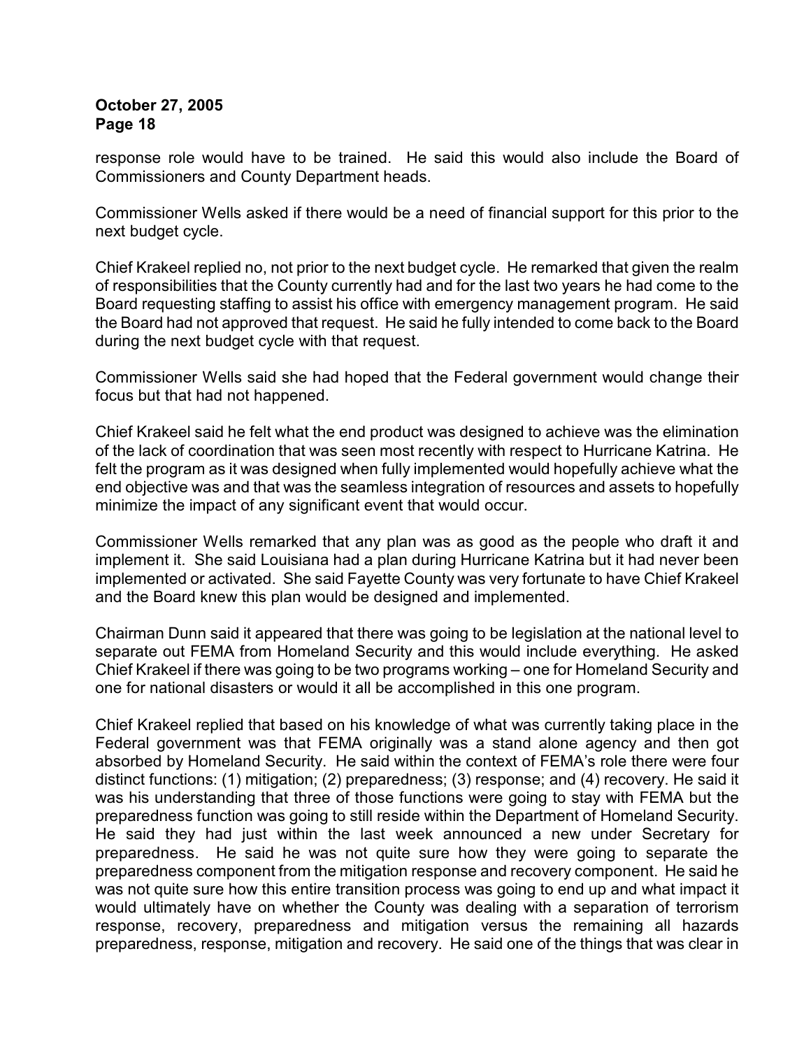response role would have to be trained. He said this would also include the Board of Commissioners and County Department heads.

Commissioner Wells asked if there would be a need of financial support for this prior to the next budget cycle.

Chief Krakeel replied no, not prior to the next budget cycle. He remarked that given the realm of responsibilities that the County currently had and for the last two years he had come to the Board requesting staffing to assist his office with emergency management program. He said the Board had not approved that request. He said he fully intended to come back to the Board during the next budget cycle with that request.

Commissioner Wells said she had hoped that the Federal government would change their focus but that had not happened.

Chief Krakeel said he felt what the end product was designed to achieve was the elimination of the lack of coordination that was seen most recently with respect to Hurricane Katrina. He felt the program as it was designed when fully implemented would hopefully achieve what the end objective was and that was the seamless integration of resources and assets to hopefully minimize the impact of any significant event that would occur.

Commissioner Wells remarked that any plan was as good as the people who draft it and implement it. She said Louisiana had a plan during Hurricane Katrina but it had never been implemented or activated. She said Fayette County was very fortunate to have Chief Krakeel and the Board knew this plan would be designed and implemented.

Chairman Dunn said it appeared that there was going to be legislation at the national level to separate out FEMA from Homeland Security and this would include everything. He asked Chief Krakeel if there was going to be two programs working – one for Homeland Security and one for national disasters or would it all be accomplished in this one program.

Chief Krakeel replied that based on his knowledge of what was currently taking place in the Federal government was that FEMA originally was a stand alone agency and then got absorbed by Homeland Security. He said within the context of FEMA's role there were four distinct functions: (1) mitigation; (2) preparedness; (3) response; and (4) recovery. He said it was his understanding that three of those functions were going to stay with FEMA but the preparedness function was going to still reside within the Department of Homeland Security. He said they had just within the last week announced a new under Secretary for preparedness. He said he was not quite sure how they were going to separate the preparedness component from the mitigation response and recovery component. He said he was not quite sure how this entire transition process was going to end up and what impact it would ultimately have on whether the County was dealing with a separation of terrorism response, recovery, preparedness and mitigation versus the remaining all hazards preparedness, response, mitigation and recovery. He said one of the things that was clear in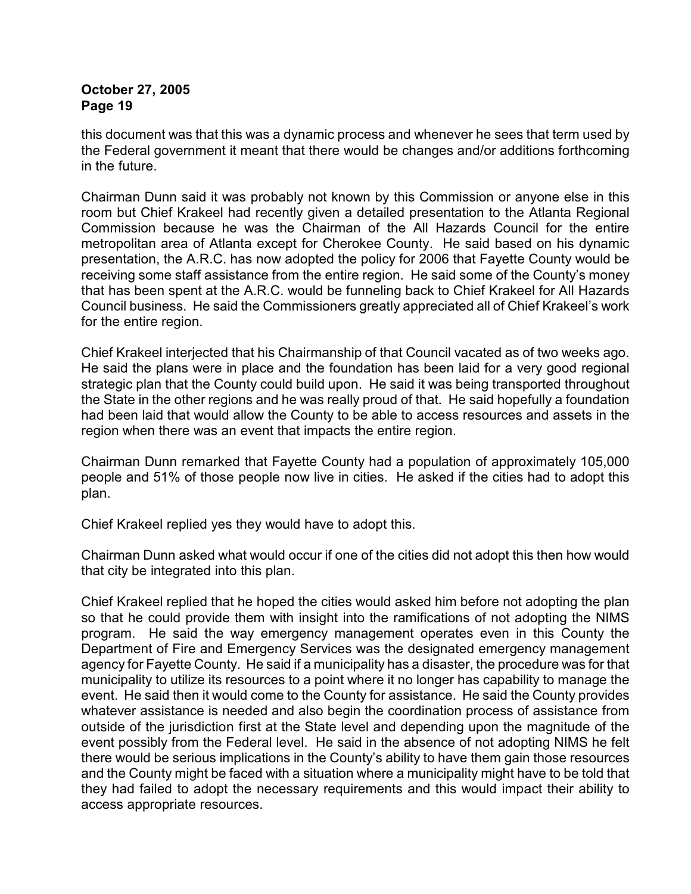this document was that this was a dynamic process and whenever he sees that term used by the Federal government it meant that there would be changes and/or additions forthcoming in the future.

Chairman Dunn said it was probably not known by this Commission or anyone else in this room but Chief Krakeel had recently given a detailed presentation to the Atlanta Regional Commission because he was the Chairman of the All Hazards Council for the entire metropolitan area of Atlanta except for Cherokee County. He said based on his dynamic presentation, the A.R.C. has now adopted the policy for 2006 that Fayette County would be receiving some staff assistance from the entire region. He said some of the County's money that has been spent at the A.R.C. would be funneling back to Chief Krakeel for All Hazards Council business. He said the Commissioners greatly appreciated all of Chief Krakeel's work for the entire region.

Chief Krakeel interjected that his Chairmanship of that Council vacated as of two weeks ago. He said the plans were in place and the foundation has been laid for a very good regional strategic plan that the County could build upon. He said it was being transported throughout the State in the other regions and he was really proud of that. He said hopefully a foundation had been laid that would allow the County to be able to access resources and assets in the region when there was an event that impacts the entire region.

Chairman Dunn remarked that Fayette County had a population of approximately 105,000 people and 51% of those people now live in cities. He asked if the cities had to adopt this plan.

Chief Krakeel replied yes they would have to adopt this.

Chairman Dunn asked what would occur if one of the cities did not adopt this then how would that city be integrated into this plan.

Chief Krakeel replied that he hoped the cities would asked him before not adopting the plan so that he could provide them with insight into the ramifications of not adopting the NIMS program. He said the way emergency management operates even in this County the Department of Fire and Emergency Services was the designated emergency management agency for Fayette County. He said if a municipality has a disaster, the procedure was for that municipality to utilize its resources to a point where it no longer has capability to manage the event. He said then it would come to the County for assistance. He said the County provides whatever assistance is needed and also begin the coordination process of assistance from outside of the jurisdiction first at the State level and depending upon the magnitude of the event possibly from the Federal level. He said in the absence of not adopting NIMS he felt there would be serious implications in the County's ability to have them gain those resources and the County might be faced with a situation where a municipality might have to be told that they had failed to adopt the necessary requirements and this would impact their ability to access appropriate resources.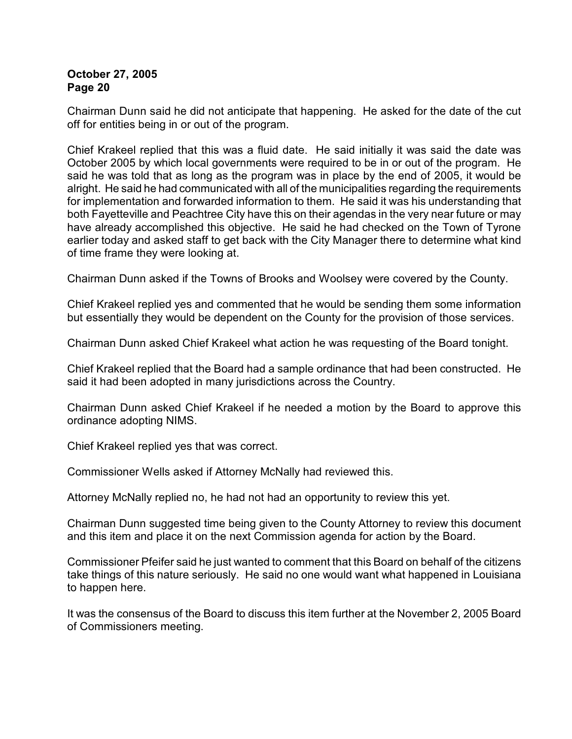Chairman Dunn said he did not anticipate that happening. He asked for the date of the cut off for entities being in or out of the program.

Chief Krakeel replied that this was a fluid date. He said initially it was said the date was October 2005 by which local governments were required to be in or out of the program. He said he was told that as long as the program was in place by the end of 2005, it would be alright. He said he had communicated with all of the municipalities regarding the requirements for implementation and forwarded information to them. He said it was his understanding that both Fayetteville and Peachtree City have this on their agendas in the very near future or may have already accomplished this objective. He said he had checked on the Town of Tyrone earlier today and asked staff to get back with the City Manager there to determine what kind of time frame they were looking at.

Chairman Dunn asked if the Towns of Brooks and Woolsey were covered by the County.

Chief Krakeel replied yes and commented that he would be sending them some information but essentially they would be dependent on the County for the provision of those services.

Chairman Dunn asked Chief Krakeel what action he was requesting of the Board tonight.

Chief Krakeel replied that the Board had a sample ordinance that had been constructed. He said it had been adopted in many jurisdictions across the Country.

Chairman Dunn asked Chief Krakeel if he needed a motion by the Board to approve this ordinance adopting NIMS.

Chief Krakeel replied yes that was correct.

Commissioner Wells asked if Attorney McNally had reviewed this.

Attorney McNally replied no, he had not had an opportunity to review this yet.

Chairman Dunn suggested time being given to the County Attorney to review this document and this item and place it on the next Commission agenda for action by the Board.

Commissioner Pfeifer said he just wanted to comment that this Board on behalf of the citizens take things of this nature seriously. He said no one would want what happened in Louisiana to happen here.

It was the consensus of the Board to discuss this item further at the November 2, 2005 Board of Commissioners meeting.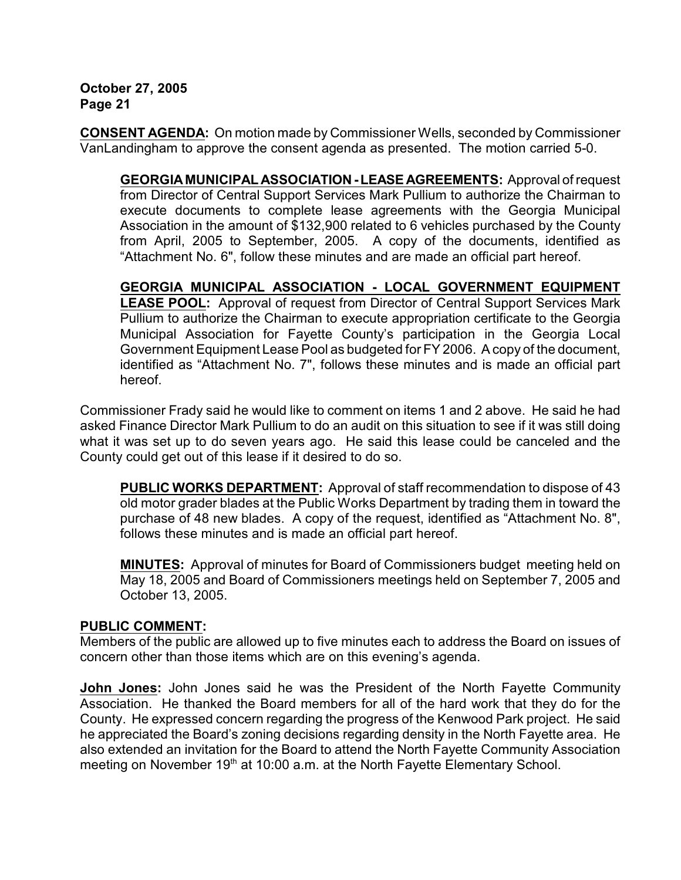**CONSENT AGENDA:** On motion made by Commissioner Wells, seconded by Commissioner VanLandingham to approve the consent agenda as presented. The motion carried 5-0.

> **GEORGIA MUNICIPAL ASSOCIATION - LEASE AGREEMENTS:** Approval of request from Director of Central Support Services Mark Pullium to authorize the Chairman to execute documents to complete lease agreements with the Georgia Municipal Association in the amount of $132,900 related to 6 vehicles purchased by the County from April, 2005 to September, 2005. A copy of the documents, identified as "Attachment No. 6", follow these minutes and are made an official part hereof.
>
> **GEORGIA MUNICIPAL ASSOCIATION - LOCAL GOVERNMENT EQUIPMENT LEASE POOL:** Approval of request from Director of Central Support Services Mark Pullium to authorize the Chairman to execute appropriation certificate to the Georgia Municipal Association for Fayette County's participation in the Georgia Local Government Equipment Lease Pool as budgeted for FY 2006. A copy of the document, identified as "Attachment No. 7", follows these minutes and is made an official part hereof.

Commissioner Frady said he would like to comment on items 1 and 2 above. He said he had asked Finance Director Mark Pullium to do an audit on this situation to see if it was still doing what it was set up to do seven years ago. He said this lease could be canceled and the County could get out of this lease if it desired to do so.

> **PUBLIC WORKS DEPARTMENT:** Approval of staff recommendation to dispose of 43 old motor grader blades at the Public Works Department by trading them in toward the purchase of 48 new blades. A copy of the request, identified as "Attachment No. 8", follows these minutes and is made an official part hereof.
>
> **MINUTES:** Approval of minutes for Board of Commissioners budget meeting held on May 18, 2005 and Board of Commissioners meetings held on September 7, 2005 and October 13, 2005.

**PUBLIC COMMENT:**

Members of the public are allowed up to five minutes each to address the Board on issues of concern other than those items which are on this evening's agenda.

**John Jones:** John Jones said he was the President of the North Fayette Community Association. He thanked the Board members for all of the hard work that they do for the County. He expressed concern regarding the progress of the Kenwood Park project. He said he appreciated the Board's zoning decisions regarding density in the North Fayette area. He also extended an invitation for the Board to attend the North Fayette Community Association meeting on November 19th at 10:00 a.m. at the North Fayette Elementary School.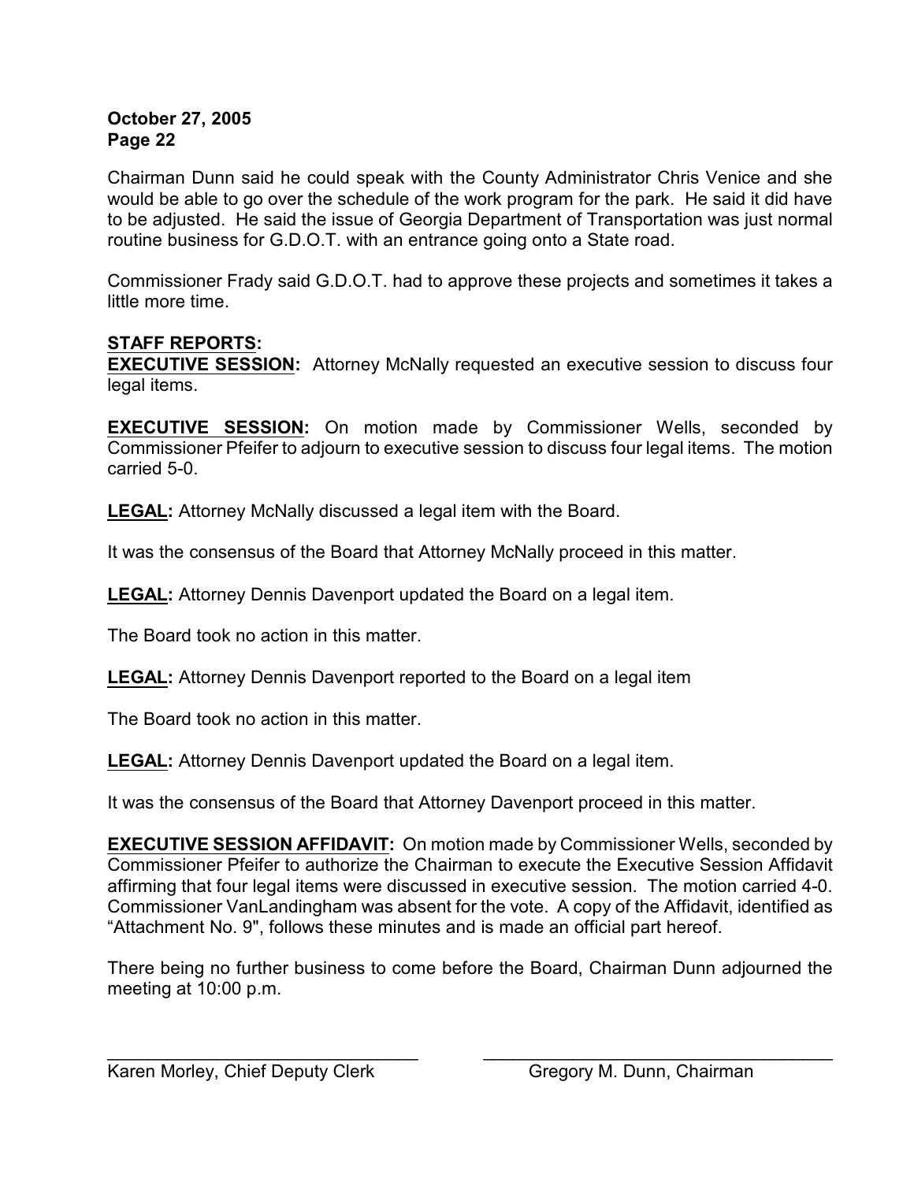Chairman Dunn said he could speak with the County Administrator Chris Venice and she would be able to go over the schedule of the work program for the park. He said it did have to be adjusted. He said the issue of Georgia Department of Transportation was just normal routine business for G.D.O.T. with an entrance going onto a State road.

Commissioner Frady said G.D.O.T. had to approve these projects and sometimes it takes a little more time.

**STAFF REPORTS:**

**EXECUTIVE SESSION:** Attorney McNally requested an executive session to discuss four legal items.

**EXECUTIVE SESSION:** On motion made by Commissioner Wells, seconded by Commissioner Pfeifer to adjourn to executive session to discuss four legal items. The motion carried 5-0.

**LEGAL:** Attorney McNally discussed a legal item with the Board.

It was the consensus of the Board that Attorney McNally proceed in this matter.

**LEGAL:** Attorney Dennis Davenport updated the Board on a legal item.

The Board took no action in this matter.

**LEGAL:** Attorney Dennis Davenport reported to the Board on a legal item

The Board took no action in this matter.

**LEGAL:** Attorney Dennis Davenport updated the Board on a legal item.

It was the consensus of the Board that Attorney Davenport proceed in this matter.

**EXECUTIVE SESSION AFFIDAVIT:** On motion made by Commissioner Wells, seconded by Commissioner Pfeifer to authorize the Chairman to execute the Executive Session Affidavit affirming that four legal items were discussed in executive session. The motion carried 4-0. Commissioner VanLandingham was absent for the vote. A copy of the Affidavit, identified as "Attachment No. 9", follows these minutes and is made an official part hereof.

There being no further business to come before the Board, Chairman Dunn adjourned the meeting at 10:00 p.m.

\_\_\_\_\_\_\_\_\_\_\_\_\_\_\_\_\_\_\_\_\_\_\_\_\_\_\_\_\_\_\_\_ \_\_\_\_\_\_\_\_\_\_\_\_\_\_\_\_\_\_\_\_\_\_\_\_\_\_\_\_\_\_\_\_

Karen Morley, Chief Deputy Clerk Gregory M. Dunn, Chairman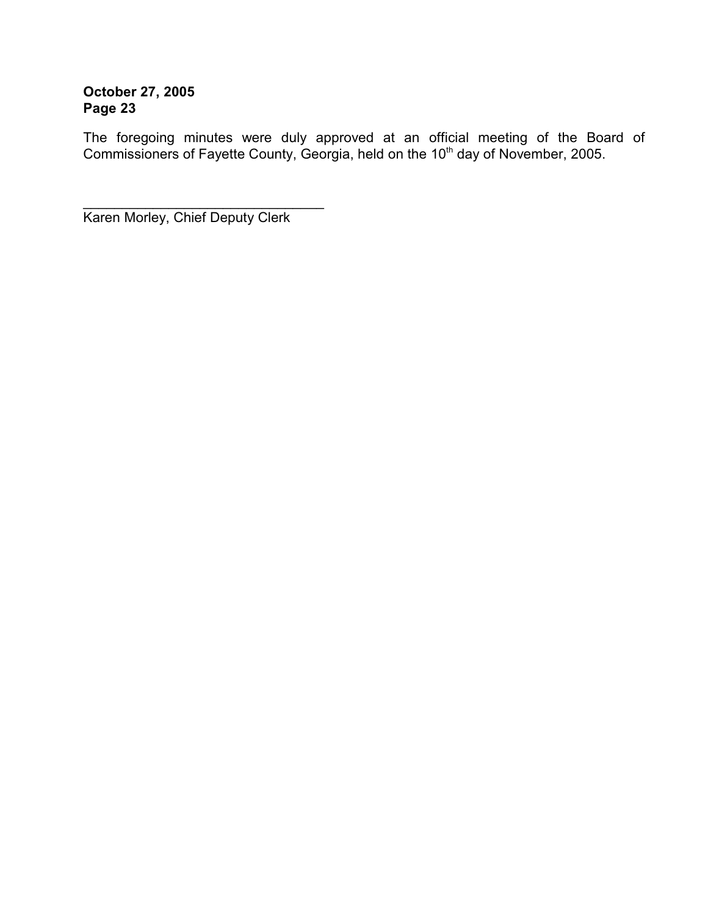The foregoing minutes were duly approved at an official meeting of the Board of Commissioners of Fayette County, Georgia, held on the 10th day of November, 2005.

\_\_\_\_\_\_\_\_\_\_\_\_\_\_\_\_\_\_\_\_\_\_\_\_\_\_\_\_\_\_\_\_\_

Karen Morley, Chief Deputy Clerk